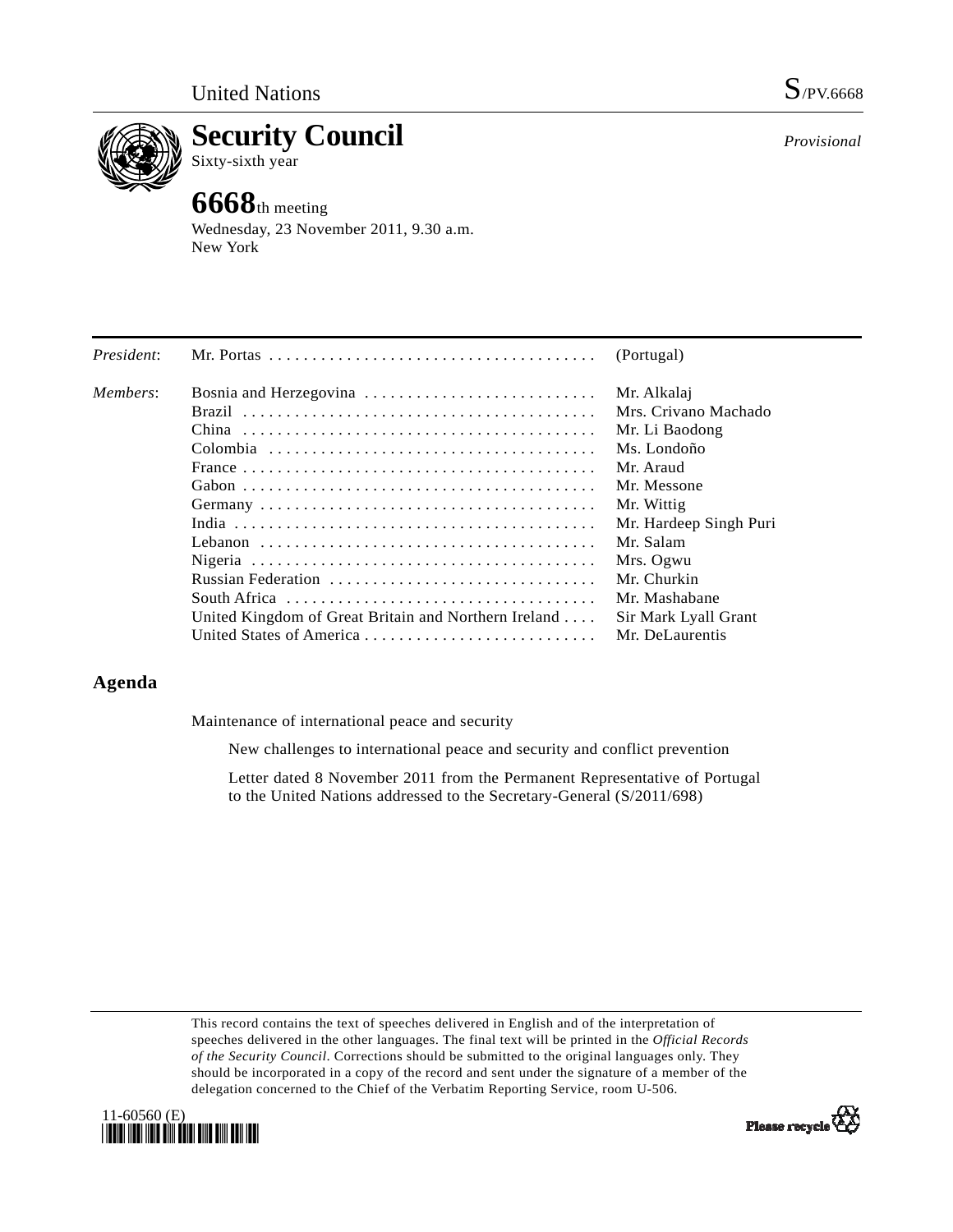United Nations

S/PV.6668

# Security Council

Sixty-sixth year

*Provisional*

## 6668th meeting

Wednesday, 23 November 2011, 9.30 a.m.
New York

| | | |
|---|---|---|
| *President*: | Mr. Portas | (Portugal) |
| *Members*: | Bosnia and Herzegovina | Mr. Alkalaj |
| | Brazil | Mrs. Crivano Machado |
| | China | Mr. Li Baodong |
| | Colombia | Ms. Londoño |
| | France | Mr. Araud |
| | Gabon | Mr. Messone |
| | Germany | Mr. Wittig |
| | India | Mr. Hardeep Singh Puri |
| | Lebanon | Mr. Salam |
| | Nigeria | Mrs. Ogwu |
| | Russian Federation | Mr. Churkin |
| | South Africa | Mr. Mashabane |
| | United Kingdom of Great Britain and Northern Ireland | Sir Mark Lyall Grant |
| | United States of America | Mr. DeLaurentis |

## Agenda

Maintenance of international peace and security

New challenges to international peace and security and conflict prevention

Letter dated 8 November 2011 from the Permanent Representative of Portugal to the United Nations addressed to the Secretary-General (S/2011/698)

This record contains the text of speeches delivered in English and of the interpretation of speeches delivered in the other languages. The final text will be printed in the *Official Records of the Security Council*. Corrections should be submitted to the original languages only. They should be incorporated in a copy of the record and sent under the signature of a member of the delegation concerned to the Chief of the Verbatim Reporting Service, room U-506.

11-60560 (E)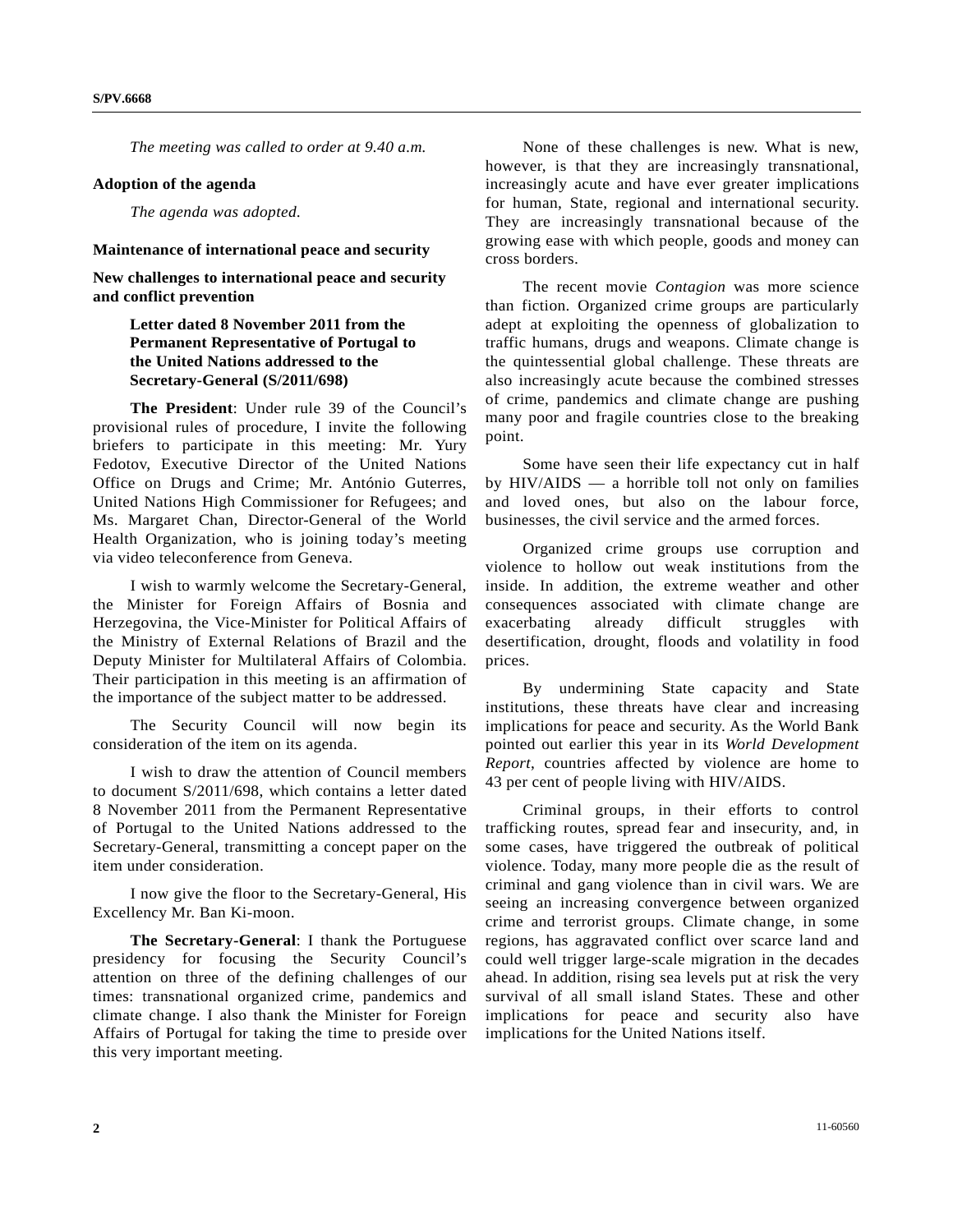*The meeting was called to order at 9.40 a.m.*

**Adoption of the agenda**

*The agenda was adopted.*

**Maintenance of international peace and security**

**New challenges to international peace and security and conflict prevention**

**Letter dated 8 November 2011 from the Permanent Representative of Portugal to the United Nations addressed to the Secretary-General (S/2011/698)**

**The President**: Under rule 39 of the Council's provisional rules of procedure, I invite the following briefers to participate in this meeting: Mr. Yury Fedotov, Executive Director of the United Nations Office on Drugs and Crime; Mr. António Guterres, United Nations High Commissioner for Refugees; and Ms. Margaret Chan, Director-General of the World Health Organization, who is joining today's meeting via video teleconference from Geneva.

I wish to warmly welcome the Secretary-General, the Minister for Foreign Affairs of Bosnia and Herzegovina, the Vice-Minister for Political Affairs of the Ministry of External Relations of Brazil and the Deputy Minister for Multilateral Affairs of Colombia. Their participation in this meeting is an affirmation of the importance of the subject matter to be addressed.

The Security Council will now begin its consideration of the item on its agenda.

I wish to draw the attention of Council members to document S/2011/698, which contains a letter dated 8 November 2011 from the Permanent Representative of Portugal to the United Nations addressed to the Secretary-General, transmitting a concept paper on the item under consideration.

I now give the floor to the Secretary-General, His Excellency Mr. Ban Ki-moon.

**The Secretary-General**: I thank the Portuguese presidency for focusing the Security Council's attention on three of the defining challenges of our times: transnational organized crime, pandemics and climate change. I also thank the Minister for Foreign Affairs of Portugal for taking the time to preside over this very important meeting.

None of these challenges is new. What is new, however, is that they are increasingly transnational, increasingly acute and have ever greater implications for human, State, regional and international security. They are increasingly transnational because of the growing ease with which people, goods and money can cross borders.

The recent movie *Contagion* was more science than fiction. Organized crime groups are particularly adept at exploiting the openness of globalization to traffic humans, drugs and weapons. Climate change is the quintessential global challenge. These threats are also increasingly acute because the combined stresses of crime, pandemics and climate change are pushing many poor and fragile countries close to the breaking point.

Some have seen their life expectancy cut in half by HIV/AIDS — a horrible toll not only on families and loved ones, but also on the labour force, businesses, the civil service and the armed forces.

Organized crime groups use corruption and violence to hollow out weak institutions from the inside. In addition, the extreme weather and other consequences associated with climate change are exacerbating already difficult struggles with desertification, drought, floods and volatility in food prices.

By undermining State capacity and State institutions, these threats have clear and increasing implications for peace and security. As the World Bank pointed out earlier this year in its *World Development Report*, countries affected by violence are home to 43 per cent of people living with HIV/AIDS.

Criminal groups, in their efforts to control trafficking routes, spread fear and insecurity, and, in some cases, have triggered the outbreak of political violence. Today, many more people die as the result of criminal and gang violence than in civil wars. We are seeing an increasing convergence between organized crime and terrorist groups. Climate change, in some regions, has aggravated conflict over scarce land and could well trigger large-scale migration in the decades ahead. In addition, rising sea levels put at risk the very survival of all small island States. These and other implications for peace and security also have implications for the United Nations itself.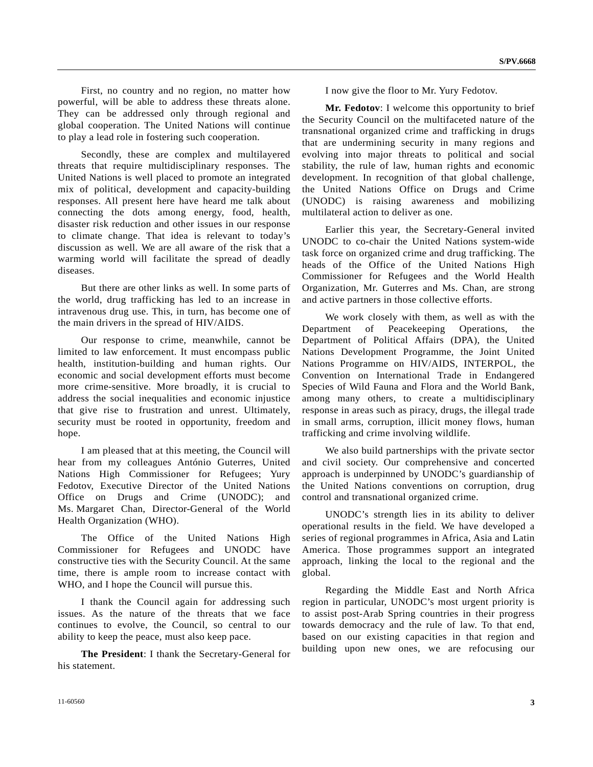First, no country and no region, no matter how powerful, will be able to address these threats alone. They can be addressed only through regional and global cooperation. The United Nations will continue to play a lead role in fostering such cooperation.

Secondly, these are complex and multilayered threats that require multidisciplinary responses. The United Nations is well placed to promote an integrated mix of political, development and capacity-building responses. All present here have heard me talk about connecting the dots among energy, food, health, disaster risk reduction and other issues in our response to climate change. That idea is relevant to today's discussion as well. We are all aware of the risk that a warming world will facilitate the spread of deadly diseases.

But there are other links as well. In some parts of the world, drug trafficking has led to an increase in intravenous drug use. This, in turn, has become one of the main drivers in the spread of HIV/AIDS.

Our response to crime, meanwhile, cannot be limited to law enforcement. It must encompass public health, institution-building and human rights. Our economic and social development efforts must become more crime-sensitive. More broadly, it is crucial to address the social inequalities and economic injustice that give rise to frustration and unrest. Ultimately, security must be rooted in opportunity, freedom and hope.

I am pleased that at this meeting, the Council will hear from my colleagues António Guterres, United Nations High Commissioner for Refugees; Yury Fedotov, Executive Director of the United Nations Office on Drugs and Crime (UNODC); and Ms. Margaret Chan, Director-General of the World Health Organization (WHO).

The Office of the United Nations High Commissioner for Refugees and UNODC have constructive ties with the Security Council. At the same time, there is ample room to increase contact with WHO, and I hope the Council will pursue this.

I thank the Council again for addressing such issues. As the nature of the threats that we face continues to evolve, the Council, so central to our ability to keep the peace, must also keep pace.

**The President**: I thank the Secretary-General for his statement.

I now give the floor to Mr. Yury Fedotov.

**Mr. Fedotov**: I welcome this opportunity to brief the Security Council on the multifaceted nature of the transnational organized crime and trafficking in drugs that are undermining security in many regions and evolving into major threats to political and social stability, the rule of law, human rights and economic development. In recognition of that global challenge, the United Nations Office on Drugs and Crime (UNODC) is raising awareness and mobilizing multilateral action to deliver as one.

Earlier this year, the Secretary-General invited UNODC to co-chair the United Nations system-wide task force on organized crime and drug trafficking. The heads of the Office of the United Nations High Commissioner for Refugees and the World Health Organization, Mr. Guterres and Ms. Chan, are strong and active partners in those collective efforts.

We work closely with them, as well as with the Department of Peacekeeping Operations, the Department of Political Affairs (DPA), the United Nations Development Programme, the Joint United Nations Programme on HIV/AIDS, INTERPOL, the Convention on International Trade in Endangered Species of Wild Fauna and Flora and the World Bank, among many others, to create a multidisciplinary response in areas such as piracy, drugs, the illegal trade in small arms, corruption, illicit money flows, human trafficking and crime involving wildlife.

We also build partnerships with the private sector and civil society. Our comprehensive and concerted approach is underpinned by UNODC's guardianship of the United Nations conventions on corruption, drug control and transnational organized crime.

UNODC's strength lies in its ability to deliver operational results in the field. We have developed a series of regional programmes in Africa, Asia and Latin America. Those programmes support an integrated approach, linking the local to the regional and the global.

Regarding the Middle East and North Africa region in particular, UNODC's most urgent priority is to assist post-Arab Spring countries in their progress towards democracy and the rule of law. To that end, based on our existing capacities in that region and building upon new ones, we are refocusing our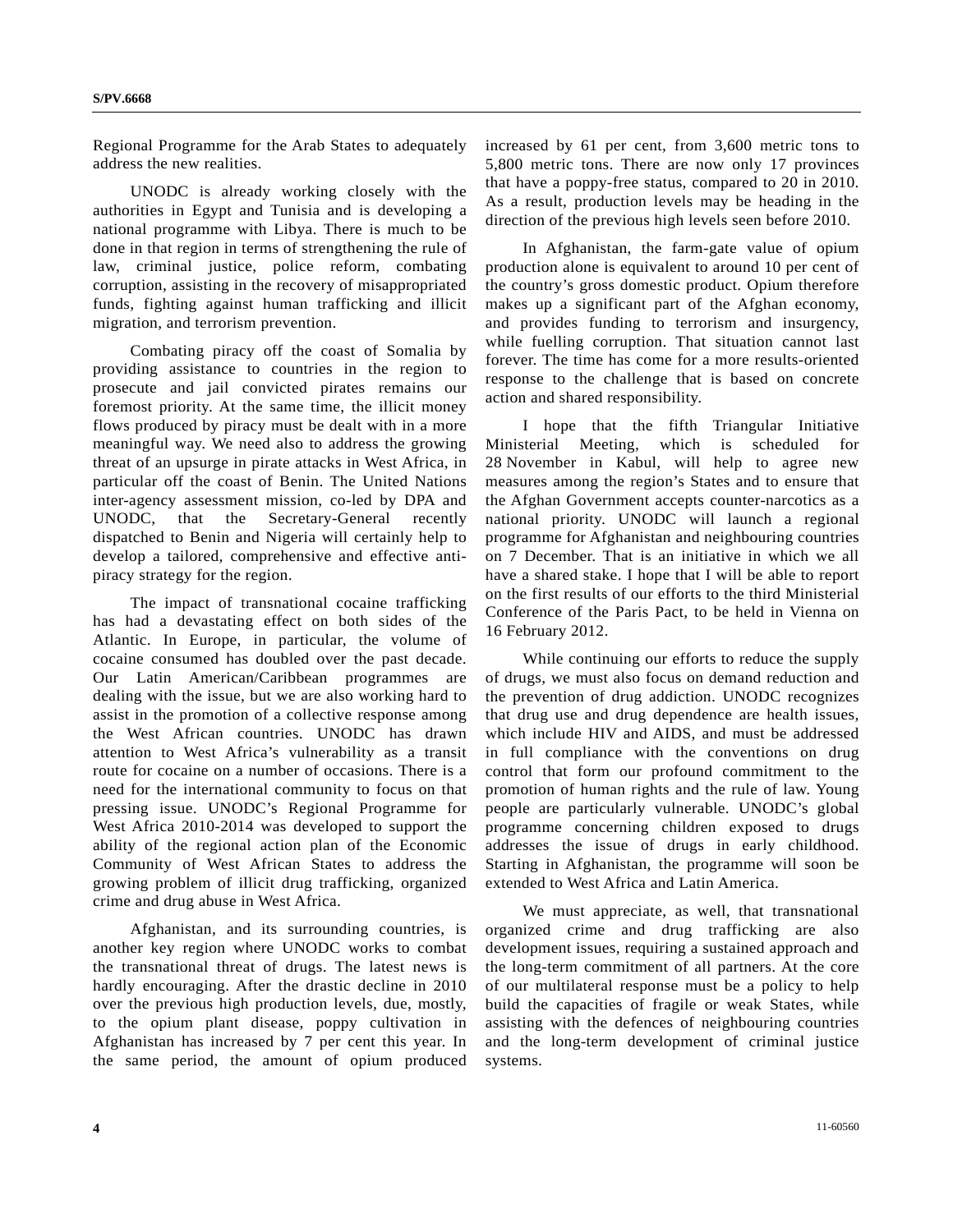Regional Programme for the Arab States to adequately address the new realities.

UNODC is already working closely with the authorities in Egypt and Tunisia and is developing a national programme with Libya. There is much to be done in that region in terms of strengthening the rule of law, criminal justice, police reform, combating corruption, assisting in the recovery of misappropriated funds, fighting against human trafficking and illicit migration, and terrorism prevention.

Combating piracy off the coast of Somalia by providing assistance to countries in the region to prosecute and jail convicted pirates remains our foremost priority. At the same time, the illicit money flows produced by piracy must be dealt with in a more meaningful way. We need also to address the growing threat of an upsurge in pirate attacks in West Africa, in particular off the coast of Benin. The United Nations inter-agency assessment mission, co-led by DPA and UNODC, that the Secretary-General recently dispatched to Benin and Nigeria will certainly help to develop a tailored, comprehensive and effective anti-piracy strategy for the region.

The impact of transnational cocaine trafficking has had a devastating effect on both sides of the Atlantic. In Europe, in particular, the volume of cocaine consumed has doubled over the past decade. Our Latin American/Caribbean programmes are dealing with the issue, but we are also working hard to assist in the promotion of a collective response among the West African countries. UNODC has drawn attention to West Africa's vulnerability as a transit route for cocaine on a number of occasions. There is a need for the international community to focus on that pressing issue. UNODC's Regional Programme for West Africa 2010-2014 was developed to support the ability of the regional action plan of the Economic Community of West African States to address the growing problem of illicit drug trafficking, organized crime and drug abuse in West Africa.

Afghanistan, and its surrounding countries, is another key region where UNODC works to combat the transnational threat of drugs. The latest news is hardly encouraging. After the drastic decline in 2010 over the previous high production levels, due, mostly, to the opium plant disease, poppy cultivation in Afghanistan has increased by 7 per cent this year. In the same period, the amount of opium produced increased by 61 per cent, from 3,600 metric tons to 5,800 metric tons. There are now only 17 provinces that have a poppy-free status, compared to 20 in 2010. As a result, production levels may be heading in the direction of the previous high levels seen before 2010.

In Afghanistan, the farm-gate value of opium production alone is equivalent to around 10 per cent of the country's gross domestic product. Opium therefore makes up a significant part of the Afghan economy, and provides funding to terrorism and insurgency, while fuelling corruption. That situation cannot last forever. The time has come for a more results-oriented response to the challenge that is based on concrete action and shared responsibility.

I hope that the fifth Triangular Initiative Ministerial Meeting, which is scheduled for 28 November in Kabul, will help to agree new measures among the region's States and to ensure that the Afghan Government accepts counter-narcotics as a national priority. UNODC will launch a regional programme for Afghanistan and neighbouring countries on 7 December. That is an initiative in which we all have a shared stake. I hope that I will be able to report on the first results of our efforts to the third Ministerial Conference of the Paris Pact, to be held in Vienna on 16 February 2012.

While continuing our efforts to reduce the supply of drugs, we must also focus on demand reduction and the prevention of drug addiction. UNODC recognizes that drug use and drug dependence are health issues, which include HIV and AIDS, and must be addressed in full compliance with the conventions on drug control that form our profound commitment to the promotion of human rights and the rule of law. Young people are particularly vulnerable. UNODC's global programme concerning children exposed to drugs addresses the issue of drugs in early childhood. Starting in Afghanistan, the programme will soon be extended to West Africa and Latin America.

We must appreciate, as well, that transnational organized crime and drug trafficking are also development issues, requiring a sustained approach and the long-term commitment of all partners. At the core of our multilateral response must be a policy to help build the capacities of fragile or weak States, while assisting with the defences of neighbouring countries and the long-term development of criminal justice systems.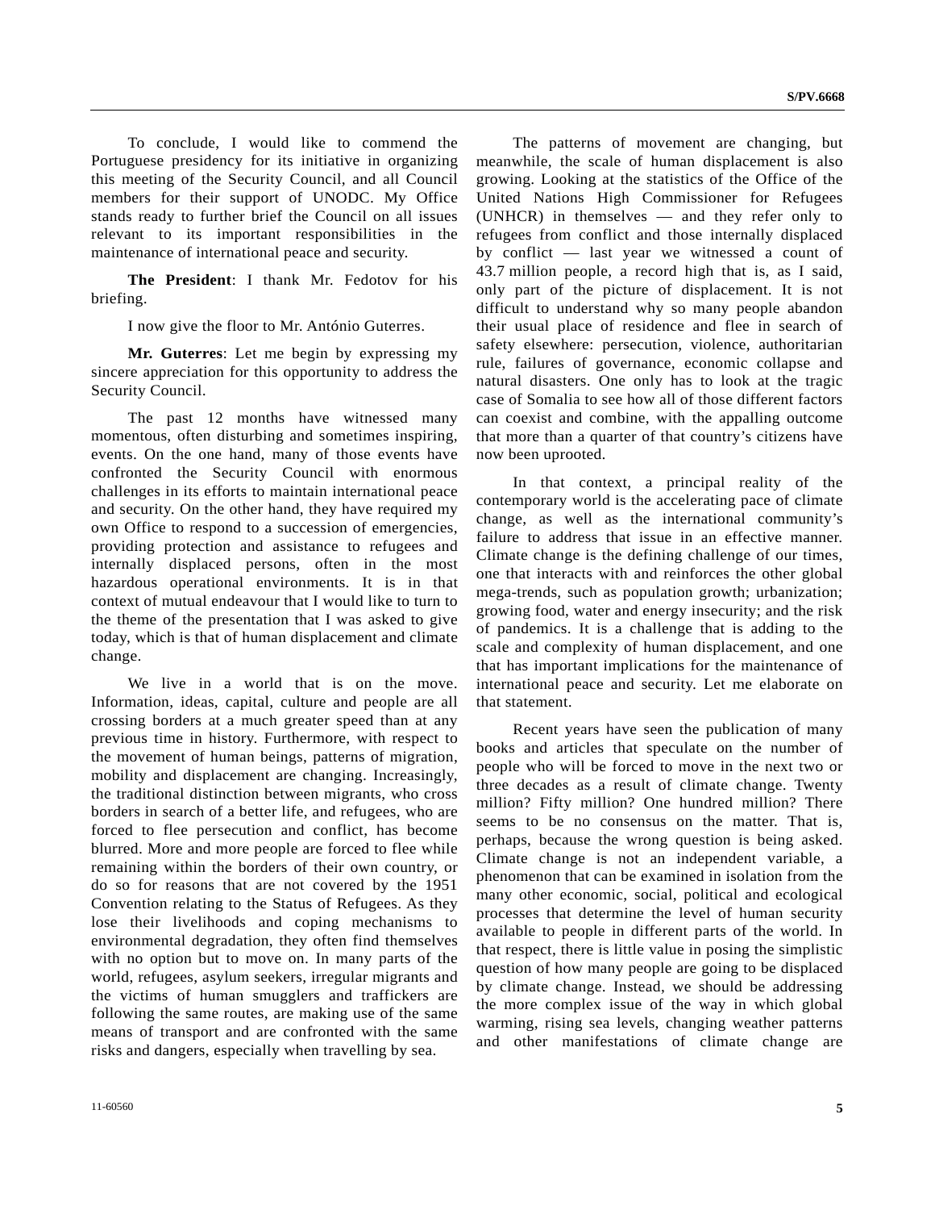To conclude, I would like to commend the Portuguese presidency for its initiative in organizing this meeting of the Security Council, and all Council members for their support of UNODC. My Office stands ready to further brief the Council on all issues relevant to its important responsibilities in the maintenance of international peace and security.

**The President**: I thank Mr. Fedotov for his briefing.

I now give the floor to Mr. António Guterres.

**Mr. Guterres**: Let me begin by expressing my sincere appreciation for this opportunity to address the Security Council.

The past 12 months have witnessed many momentous, often disturbing and sometimes inspiring, events. On the one hand, many of those events have confronted the Security Council with enormous challenges in its efforts to maintain international peace and security. On the other hand, they have required my own Office to respond to a succession of emergencies, providing protection and assistance to refugees and internally displaced persons, often in the most hazardous operational environments. It is in that context of mutual endeavour that I would like to turn to the theme of the presentation that I was asked to give today, which is that of human displacement and climate change.

We live in a world that is on the move. Information, ideas, capital, culture and people are all crossing borders at a much greater speed than at any previous time in history. Furthermore, with respect to the movement of human beings, patterns of migration, mobility and displacement are changing. Increasingly, the traditional distinction between migrants, who cross borders in search of a better life, and refugees, who are forced to flee persecution and conflict, has become blurred. More and more people are forced to flee while remaining within the borders of their own country, or do so for reasons that are not covered by the 1951 Convention relating to the Status of Refugees. As they lose their livelihoods and coping mechanisms to environmental degradation, they often find themselves with no option but to move on. In many parts of the world, refugees, asylum seekers, irregular migrants and the victims of human smugglers and traffickers are following the same routes, are making use of the same means of transport and are confronted with the same risks and dangers, especially when travelling by sea.

The patterns of movement are changing, but meanwhile, the scale of human displacement is also growing. Looking at the statistics of the Office of the United Nations High Commissioner for Refugees (UNHCR) in themselves — and they refer only to refugees from conflict and those internally displaced by conflict — last year we witnessed a count of 43.7 million people, a record high that is, as I said, only part of the picture of displacement. It is not difficult to understand why so many people abandon their usual place of residence and flee in search of safety elsewhere: persecution, violence, authoritarian rule, failures of governance, economic collapse and natural disasters. One only has to look at the tragic case of Somalia to see how all of those different factors can coexist and combine, with the appalling outcome that more than a quarter of that country's citizens have now been uprooted.

In that context, a principal reality of the contemporary world is the accelerating pace of climate change, as well as the international community's failure to address that issue in an effective manner. Climate change is the defining challenge of our times, one that interacts with and reinforces the other global mega-trends, such as population growth; urbanization; growing food, water and energy insecurity; and the risk of pandemics. It is a challenge that is adding to the scale and complexity of human displacement, and one that has important implications for the maintenance of international peace and security. Let me elaborate on that statement.

Recent years have seen the publication of many books and articles that speculate on the number of people who will be forced to move in the next two or three decades as a result of climate change. Twenty million? Fifty million? One hundred million? There seems to be no consensus on the matter. That is, perhaps, because the wrong question is being asked. Climate change is not an independent variable, a phenomenon that can be examined in isolation from the many other economic, social, political and ecological processes that determine the level of human security available to people in different parts of the world. In that respect, there is little value in posing the simplistic question of how many people are going to be displaced by climate change. Instead, we should be addressing the more complex issue of the way in which global warming, rising sea levels, changing weather patterns and other manifestations of climate change are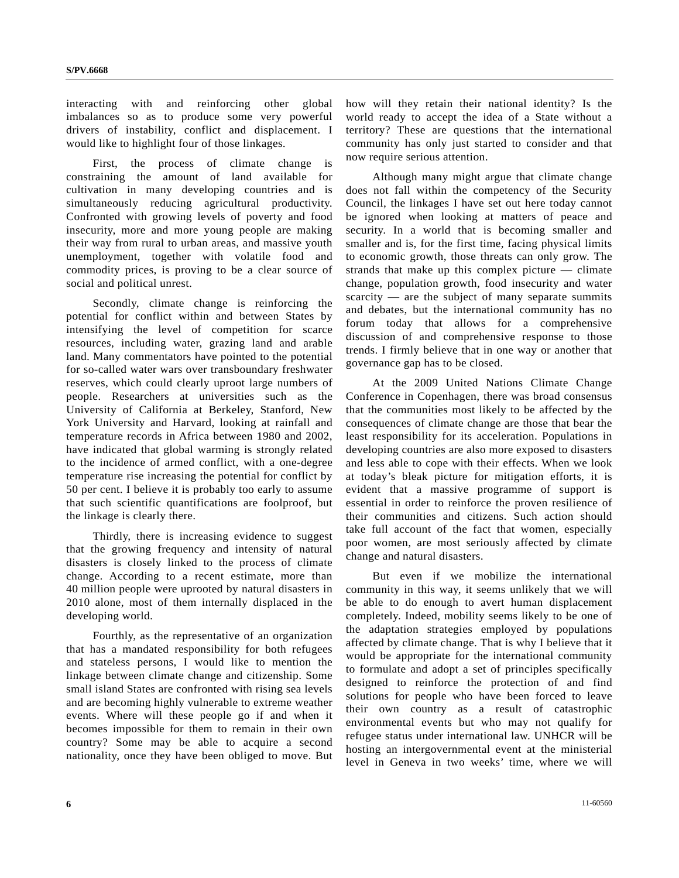interacting with and reinforcing other global imbalances so as to produce some very powerful drivers of instability, conflict and displacement. I would like to highlight four of those linkages.

First, the process of climate change is constraining the amount of land available for cultivation in many developing countries and is simultaneously reducing agricultural productivity. Confronted with growing levels of poverty and food insecurity, more and more young people are making their way from rural to urban areas, and massive youth unemployment, together with volatile food and commodity prices, is proving to be a clear source of social and political unrest.

Secondly, climate change is reinforcing the potential for conflict within and between States by intensifying the level of competition for scarce resources, including water, grazing land and arable land. Many commentators have pointed to the potential for so-called water wars over transboundary freshwater reserves, which could clearly uproot large numbers of people. Researchers at universities such as the University of California at Berkeley, Stanford, New York University and Harvard, looking at rainfall and temperature records in Africa between 1980 and 2002, have indicated that global warming is strongly related to the incidence of armed conflict, with a one-degree temperature rise increasing the potential for conflict by 50 per cent. I believe it is probably too early to assume that such scientific quantifications are foolproof, but the linkage is clearly there.

Thirdly, there is increasing evidence to suggest that the growing frequency and intensity of natural disasters is closely linked to the process of climate change. According to a recent estimate, more than 40 million people were uprooted by natural disasters in 2010 alone, most of them internally displaced in the developing world.

Fourthly, as the representative of an organization that has a mandated responsibility for both refugees and stateless persons, I would like to mention the linkage between climate change and citizenship. Some small island States are confronted with rising sea levels and are becoming highly vulnerable to extreme weather events. Where will these people go if and when it becomes impossible for them to remain in their own country? Some may be able to acquire a second nationality, once they have been obliged to move. But how will they retain their national identity? Is the world ready to accept the idea of a State without a territory? These are questions that the international community has only just started to consider and that now require serious attention.

Although many might argue that climate change does not fall within the competency of the Security Council, the linkages I have set out here today cannot be ignored when looking at matters of peace and security. In a world that is becoming smaller and smaller and is, for the first time, facing physical limits to economic growth, those threats can only grow. The strands that make up this complex picture — climate change, population growth, food insecurity and water scarcity — are the subject of many separate summits and debates, but the international community has no forum today that allows for a comprehensive discussion of and comprehensive response to those trends. I firmly believe that in one way or another that governance gap has to be closed.

At the 2009 United Nations Climate Change Conference in Copenhagen, there was broad consensus that the communities most likely to be affected by the consequences of climate change are those that bear the least responsibility for its acceleration. Populations in developing countries are also more exposed to disasters and less able to cope with their effects. When we look at today's bleak picture for mitigation efforts, it is evident that a massive programme of support is essential in order to reinforce the proven resilience of their communities and citizens. Such action should take full account of the fact that women, especially poor women, are most seriously affected by climate change and natural disasters.

But even if we mobilize the international community in this way, it seems unlikely that we will be able to do enough to avert human displacement completely. Indeed, mobility seems likely to be one of the adaptation strategies employed by populations affected by climate change. That is why I believe that it would be appropriate for the international community to formulate and adopt a set of principles specifically designed to reinforce the protection of and find solutions for people who have been forced to leave their own country as a result of catastrophic environmental events but who may not qualify for refugee status under international law. UNHCR will be hosting an intergovernmental event at the ministerial level in Geneva in two weeks' time, where we will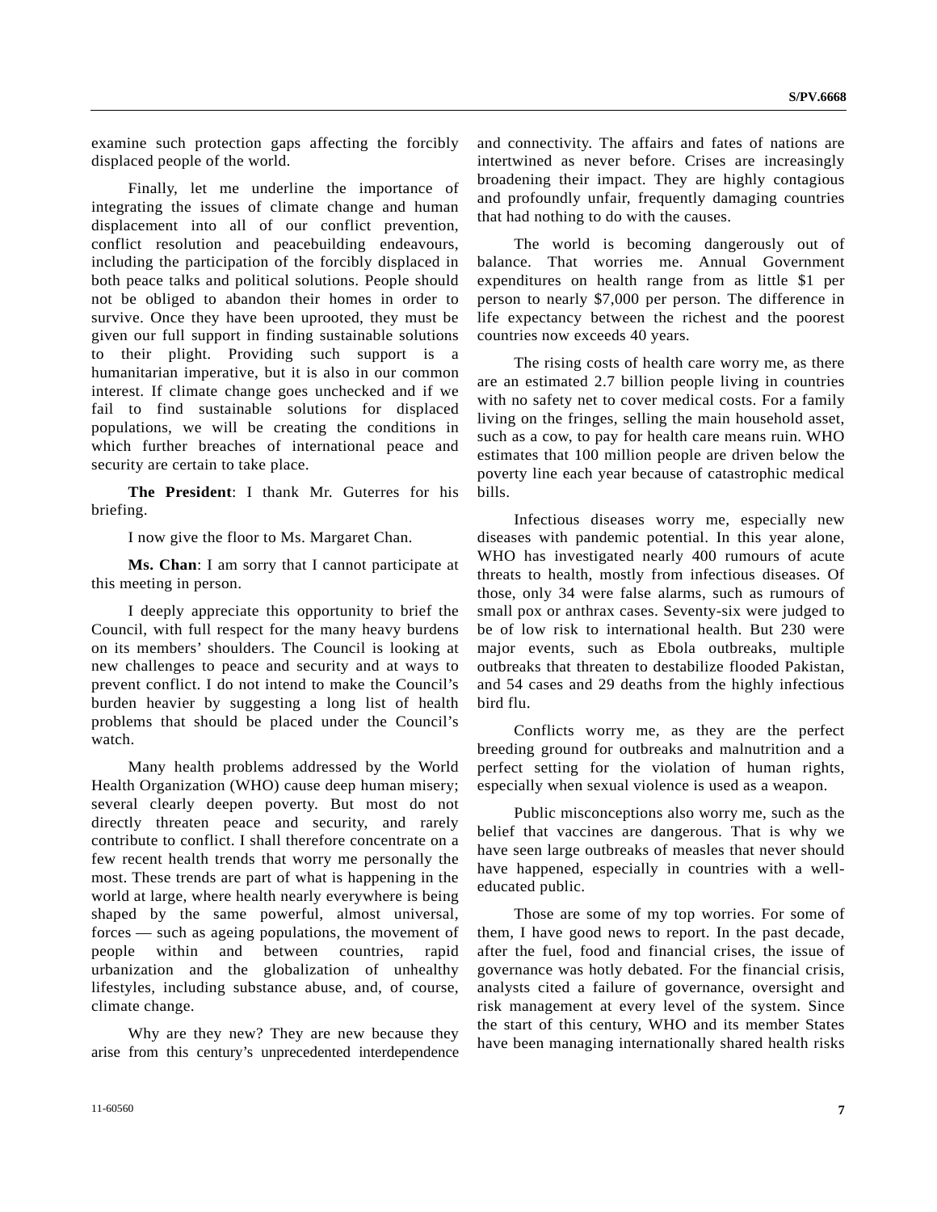examine such protection gaps affecting the forcibly displaced people of the world.

Finally, let me underline the importance of integrating the issues of climate change and human displacement into all of our conflict prevention, conflict resolution and peacebuilding endeavours, including the participation of the forcibly displaced in both peace talks and political solutions. People should not be obliged to abandon their homes in order to survive. Once they have been uprooted, they must be given our full support in finding sustainable solutions to their plight. Providing such support is a humanitarian imperative, but it is also in our common interest. If climate change goes unchecked and if we fail to find sustainable solutions for displaced populations, we will be creating the conditions in which further breaches of international peace and security are certain to take place.

**The President**: I thank Mr. Guterres for his briefing.

I now give the floor to Ms. Margaret Chan.

**Ms. Chan**: I am sorry that I cannot participate at this meeting in person.

I deeply appreciate this opportunity to brief the Council, with full respect for the many heavy burdens on its members' shoulders. The Council is looking at new challenges to peace and security and at ways to prevent conflict. I do not intend to make the Council's burden heavier by suggesting a long list of health problems that should be placed under the Council's watch.

Many health problems addressed by the World Health Organization (WHO) cause deep human misery; several clearly deepen poverty. But most do not directly threaten peace and security, and rarely contribute to conflict. I shall therefore concentrate on a few recent health trends that worry me personally the most. These trends are part of what is happening in the world at large, where health nearly everywhere is being shaped by the same powerful, almost universal, forces — such as ageing populations, the movement of people within and between countries, rapid urbanization and the globalization of unhealthy lifestyles, including substance abuse, and, of course, climate change.

Why are they new? They are new because they arise from this century's unprecedented interdependence and connectivity. The affairs and fates of nations are intertwined as never before. Crises are increasingly broadening their impact. They are highly contagious and profoundly unfair, frequently damaging countries that had nothing to do with the causes.

The world is becoming dangerously out of balance. That worries me. Annual Government expenditures on health range from as little $1 per person to nearly $7,000 per person. The difference in life expectancy between the richest and the poorest countries now exceeds 40 years.

The rising costs of health care worry me, as there are an estimated 2.7 billion people living in countries with no safety net to cover medical costs. For a family living on the fringes, selling the main household asset, such as a cow, to pay for health care means ruin. WHO estimates that 100 million people are driven below the poverty line each year because of catastrophic medical bills.

Infectious diseases worry me, especially new diseases with pandemic potential. In this year alone, WHO has investigated nearly 400 rumours of acute threats to health, mostly from infectious diseases. Of those, only 34 were false alarms, such as rumours of small pox or anthrax cases. Seventy-six were judged to be of low risk to international health. But 230 were major events, such as Ebola outbreaks, multiple outbreaks that threaten to destabilize flooded Pakistan, and 54 cases and 29 deaths from the highly infectious bird flu.

Conflicts worry me, as they are the perfect breeding ground for outbreaks and malnutrition and a perfect setting for the violation of human rights, especially when sexual violence is used as a weapon.

Public misconceptions also worry me, such as the belief that vaccines are dangerous. That is why we have seen large outbreaks of measles that never should have happened, especially in countries with a well-educated public.

Those are some of my top worries. For some of them, I have good news to report. In the past decade, after the fuel, food and financial crises, the issue of governance was hotly debated. For the financial crisis, analysts cited a failure of governance, oversight and risk management at every level of the system. Since the start of this century, WHO and its member States have been managing internationally shared health risks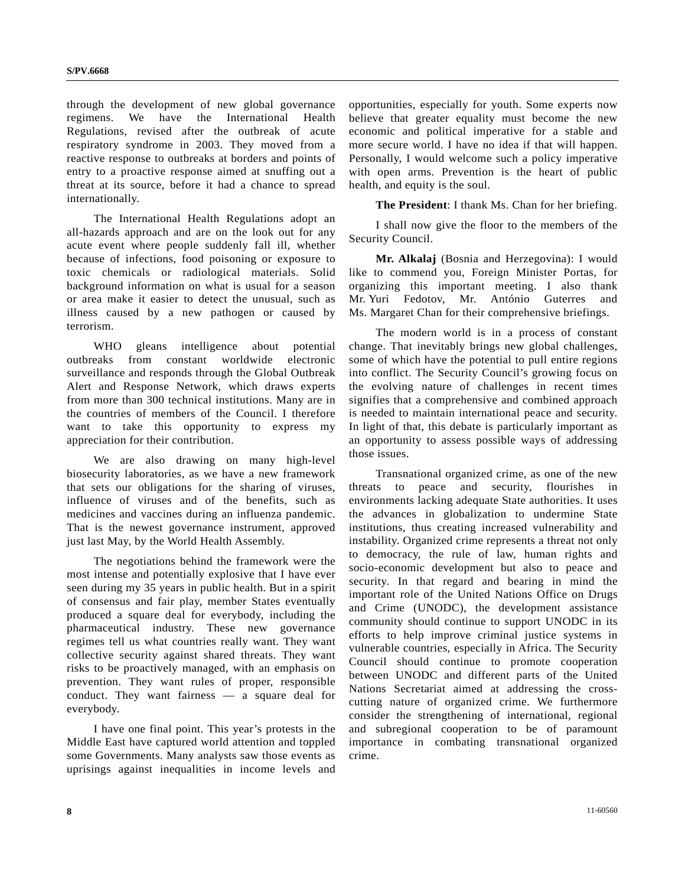through the development of new global governance regimens. We have the International Health Regulations, revised after the outbreak of acute respiratory syndrome in 2003. They moved from a reactive response to outbreaks at borders and points of entry to a proactive response aimed at snuffing out a threat at its source, before it had a chance to spread internationally.

The International Health Regulations adopt an all-hazards approach and are on the look out for any acute event where people suddenly fall ill, whether because of infections, food poisoning or exposure to toxic chemicals or radiological materials. Solid background information on what is usual for a season or area make it easier to detect the unusual, such as illness caused by a new pathogen or caused by terrorism.

WHO gleans intelligence about potential outbreaks from constant worldwide electronic surveillance and responds through the Global Outbreak Alert and Response Network, which draws experts from more than 300 technical institutions. Many are in the countries of members of the Council. I therefore want to take this opportunity to express my appreciation for their contribution.

We are also drawing on many high-level biosecurity laboratories, as we have a new framework that sets our obligations for the sharing of viruses, influence of viruses and of the benefits, such as medicines and vaccines during an influenza pandemic. That is the newest governance instrument, approved just last May, by the World Health Assembly.

The negotiations behind the framework were the most intense and potentially explosive that I have ever seen during my 35 years in public health. But in a spirit of consensus and fair play, member States eventually produced a square deal for everybody, including the pharmaceutical industry. These new governance regimes tell us what countries really want. They want collective security against shared threats. They want risks to be proactively managed, with an emphasis on prevention. They want rules of proper, responsible conduct. They want fairness — a square deal for everybody.

I have one final point. This year's protests in the Middle East have captured world attention and toppled some Governments. Many analysts saw those events as uprisings against inequalities in income levels and opportunities, especially for youth. Some experts now believe that greater equality must become the new economic and political imperative for a stable and more secure world. I have no idea if that will happen. Personally, I would welcome such a policy imperative with open arms. Prevention is the heart of public health, and equity is the soul.

**The President**: I thank Ms. Chan for her briefing.

I shall now give the floor to the members of the Security Council.

**Mr. Alkalaj** (Bosnia and Herzegovina): I would like to commend you, Foreign Minister Portas, for organizing this important meeting. I also thank Mr. Yuri Fedotov, Mr. António Guterres and Ms. Margaret Chan for their comprehensive briefings.

The modern world is in a process of constant change. That inevitably brings new global challenges, some of which have the potential to pull entire regions into conflict. The Security Council's growing focus on the evolving nature of challenges in recent times signifies that a comprehensive and combined approach is needed to maintain international peace and security. In light of that, this debate is particularly important as an opportunity to assess possible ways of addressing those issues.

Transnational organized crime, as one of the new threats to peace and security, flourishes in environments lacking adequate State authorities. It uses the advances in globalization to undermine State institutions, thus creating increased vulnerability and instability. Organized crime represents a threat not only to democracy, the rule of law, human rights and socio-economic development but also to peace and security. In that regard and bearing in mind the important role of the United Nations Office on Drugs and Crime (UNODC), the development assistance community should continue to support UNODC in its efforts to help improve criminal justice systems in vulnerable countries, especially in Africa. The Security Council should continue to promote cooperation between UNODC and different parts of the United Nations Secretariat aimed at addressing the cross-cutting nature of organized crime. We furthermore consider the strengthening of international, regional and subregional cooperation to be of paramount importance in combating transnational organized crime.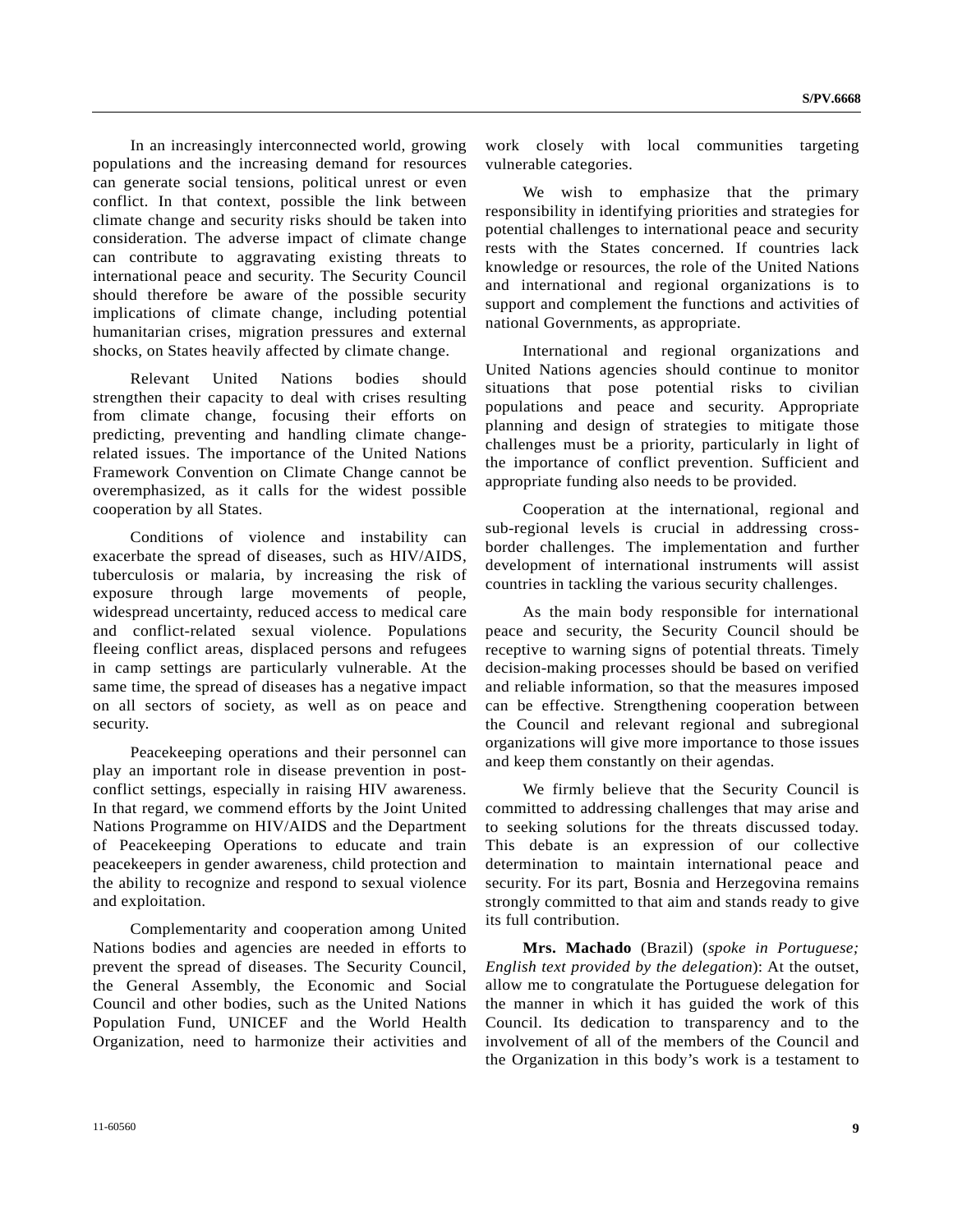In an increasingly interconnected world, growing populations and the increasing demand for resources can generate social tensions, political unrest or even conflict. In that context, possible the link between climate change and security risks should be taken into consideration. The adverse impact of climate change can contribute to aggravating existing threats to international peace and security. The Security Council should therefore be aware of the possible security implications of climate change, including potential humanitarian crises, migration pressures and external shocks, on States heavily affected by climate change.

Relevant United Nations bodies should strengthen their capacity to deal with crises resulting from climate change, focusing their efforts on predicting, preventing and handling climate change-related issues. The importance of the United Nations Framework Convention on Climate Change cannot be overemphasized, as it calls for the widest possible cooperation by all States.

Conditions of violence and instability can exacerbate the spread of diseases, such as HIV/AIDS, tuberculosis or malaria, by increasing the risk of exposure through large movements of people, widespread uncertainty, reduced access to medical care and conflict-related sexual violence. Populations fleeing conflict areas, displaced persons and refugees in camp settings are particularly vulnerable. At the same time, the spread of diseases has a negative impact on all sectors of society, as well as on peace and security.

Peacekeeping operations and their personnel can play an important role in disease prevention in post-conflict settings, especially in raising HIV awareness. In that regard, we commend efforts by the Joint United Nations Programme on HIV/AIDS and the Department of Peacekeeping Operations to educate and train peacekeepers in gender awareness, child protection and the ability to recognize and respond to sexual violence and exploitation.

Complementarity and cooperation among United Nations bodies and agencies are needed in efforts to prevent the spread of diseases. The Security Council, the General Assembly, the Economic and Social Council and other bodies, such as the United Nations Population Fund, UNICEF and the World Health Organization, need to harmonize their activities and work closely with local communities targeting vulnerable categories.

We wish to emphasize that the primary responsibility in identifying priorities and strategies for potential challenges to international peace and security rests with the States concerned. If countries lack knowledge or resources, the role of the United Nations and international and regional organizations is to support and complement the functions and activities of national Governments, as appropriate.

International and regional organizations and United Nations agencies should continue to monitor situations that pose potential risks to civilian populations and peace and security. Appropriate planning and design of strategies to mitigate those challenges must be a priority, particularly in light of the importance of conflict prevention. Sufficient and appropriate funding also needs to be provided.

Cooperation at the international, regional and sub-regional levels is crucial in addressing cross-border challenges. The implementation and further development of international instruments will assist countries in tackling the various security challenges.

As the main body responsible for international peace and security, the Security Council should be receptive to warning signs of potential threats. Timely decision-making processes should be based on verified and reliable information, so that the measures imposed can be effective. Strengthening cooperation between the Council and relevant regional and subregional organizations will give more importance to those issues and keep them constantly on their agendas.

We firmly believe that the Security Council is committed to addressing challenges that may arise and to seeking solutions for the threats discussed today. This debate is an expression of our collective determination to maintain international peace and security. For its part, Bosnia and Herzegovina remains strongly committed to that aim and stands ready to give its full contribution.

**Mrs. Machado** (Brazil) (*spoke in Portuguese; English text provided by the delegation*): At the outset, allow me to congratulate the Portuguese delegation for the manner in which it has guided the work of this Council. Its dedication to transparency and to the involvement of all of the members of the Council and the Organization in this body's work is a testament to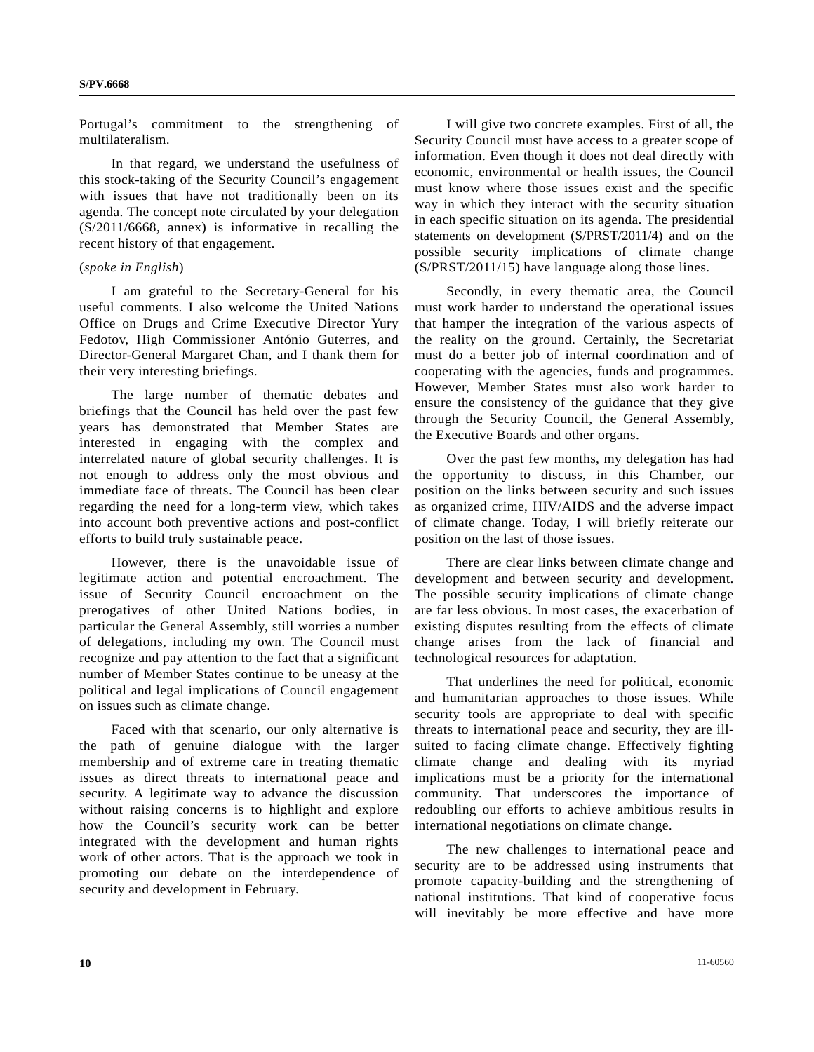Portugal's commitment to the strengthening of multilateralism.

In that regard, we understand the usefulness of this stock-taking of the Security Council's engagement with issues that have not traditionally been on its agenda. The concept note circulated by your delegation (S/2011/6668, annex) is informative in recalling the recent history of that engagement.

(*spoke in English*)

I am grateful to the Secretary-General for his useful comments. I also welcome the United Nations Office on Drugs and Crime Executive Director Yury Fedotov, High Commissioner António Guterres, and Director-General Margaret Chan, and I thank them for their very interesting briefings.

The large number of thematic debates and briefings that the Council has held over the past few years has demonstrated that Member States are interested in engaging with the complex and interrelated nature of global security challenges. It is not enough to address only the most obvious and immediate face of threats. The Council has been clear regarding the need for a long-term view, which takes into account both preventive actions and post-conflict efforts to build truly sustainable peace.

However, there is the unavoidable issue of legitimate action and potential encroachment. The issue of Security Council encroachment on the prerogatives of other United Nations bodies, in particular the General Assembly, still worries a number of delegations, including my own. The Council must recognize and pay attention to the fact that a significant number of Member States continue to be uneasy at the political and legal implications of Council engagement on issues such as climate change.

Faced with that scenario, our only alternative is the path of genuine dialogue with the larger membership and of extreme care in treating thematic issues as direct threats to international peace and security. A legitimate way to advance the discussion without raising concerns is to highlight and explore how the Council's security work can be better integrated with the development and human rights work of other actors. That is the approach we took in promoting our debate on the interdependence of security and development in February.

I will give two concrete examples. First of all, the Security Council must have access to a greater scope of information. Even though it does not deal directly with economic, environmental or health issues, the Council must know where those issues exist and the specific way in which they interact with the security situation in each specific situation on its agenda. The presidential statements on development (S/PRST/2011/4) and on the possible security implications of climate change (S/PRST/2011/15) have language along those lines.

Secondly, in every thematic area, the Council must work harder to understand the operational issues that hamper the integration of the various aspects of the reality on the ground. Certainly, the Secretariat must do a better job of internal coordination and of cooperating with the agencies, funds and programmes. However, Member States must also work harder to ensure the consistency of the guidance that they give through the Security Council, the General Assembly, the Executive Boards and other organs.

Over the past few months, my delegation has had the opportunity to discuss, in this Chamber, our position on the links between security and such issues as organized crime, HIV/AIDS and the adverse impact of climate change. Today, I will briefly reiterate our position on the last of those issues.

There are clear links between climate change and development and between security and development. The possible security implications of climate change are far less obvious. In most cases, the exacerbation of existing disputes resulting from the effects of climate change arises from the lack of financial and technological resources for adaptation.

That underlines the need for political, economic and humanitarian approaches to those issues. While security tools are appropriate to deal with specific threats to international peace and security, they are ill-suited to facing climate change. Effectively fighting climate change and dealing with its myriad implications must be a priority for the international community. That underscores the importance of redoubling our efforts to achieve ambitious results in international negotiations on climate change.

The new challenges to international peace and security are to be addressed using instruments that promote capacity-building and the strengthening of national institutions. That kind of cooperative focus will inevitably be more effective and have more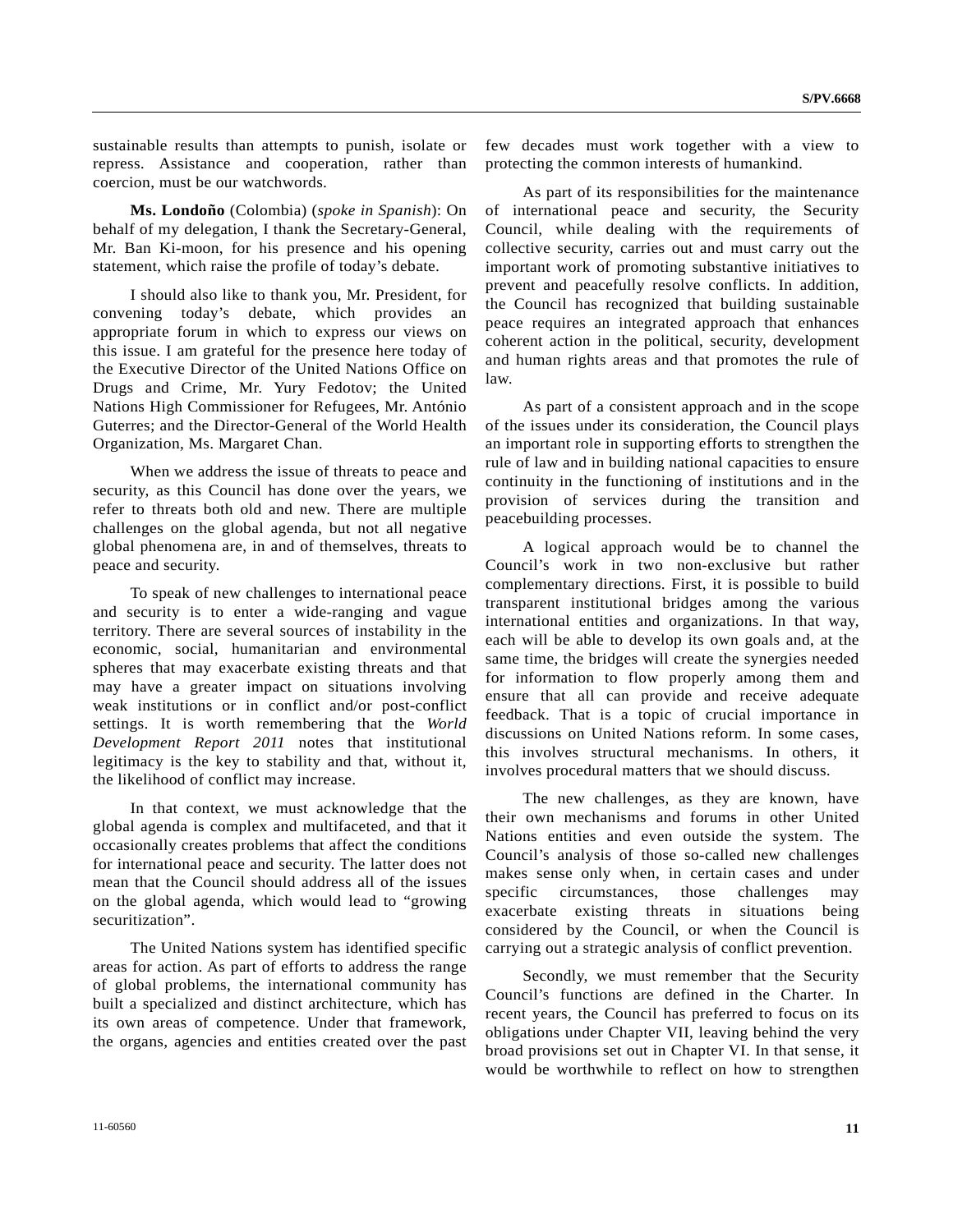sustainable results than attempts to punish, isolate or repress. Assistance and cooperation, rather than coercion, must be our watchwords.

**Ms. Londoño** (Colombia) (*spoke in Spanish*): On behalf of my delegation, I thank the Secretary-General, Mr. Ban Ki-moon, for his presence and his opening statement, which raise the profile of today's debate.

I should also like to thank you, Mr. President, for convening today's debate, which provides an appropriate forum in which to express our views on this issue. I am grateful for the presence here today of the Executive Director of the United Nations Office on Drugs and Crime, Mr. Yury Fedotov; the United Nations High Commissioner for Refugees, Mr. António Guterres; and the Director-General of the World Health Organization, Ms. Margaret Chan.

When we address the issue of threats to peace and security, as this Council has done over the years, we refer to threats both old and new. There are multiple challenges on the global agenda, but not all negative global phenomena are, in and of themselves, threats to peace and security.

To speak of new challenges to international peace and security is to enter a wide-ranging and vague territory. There are several sources of instability in the economic, social, humanitarian and environmental spheres that may exacerbate existing threats and that may have a greater impact on situations involving weak institutions or in conflict and/or post-conflict settings. It is worth remembering that the *World Development Report 2011* notes that institutional legitimacy is the key to stability and that, without it, the likelihood of conflict may increase.

In that context, we must acknowledge that the global agenda is complex and multifaceted, and that it occasionally creates problems that affect the conditions for international peace and security. The latter does not mean that the Council should address all of the issues on the global agenda, which would lead to "growing securitization".

The United Nations system has identified specific areas for action. As part of efforts to address the range of global problems, the international community has built a specialized and distinct architecture, which has its own areas of competence. Under that framework, the organs, agencies and entities created over the past few decades must work together with a view to protecting the common interests of humankind.

As part of its responsibilities for the maintenance of international peace and security, the Security Council, while dealing with the requirements of collective security, carries out and must carry out the important work of promoting substantive initiatives to prevent and peacefully resolve conflicts. In addition, the Council has recognized that building sustainable peace requires an integrated approach that enhances coherent action in the political, security, development and human rights areas and that promotes the rule of law.

As part of a consistent approach and in the scope of the issues under its consideration, the Council plays an important role in supporting efforts to strengthen the rule of law and in building national capacities to ensure continuity in the functioning of institutions and in the provision of services during the transition and peacebuilding processes.

A logical approach would be to channel the Council's work in two non-exclusive but rather complementary directions. First, it is possible to build transparent institutional bridges among the various international entities and organizations. In that way, each will be able to develop its own goals and, at the same time, the bridges will create the synergies needed for information to flow properly among them and ensure that all can provide and receive adequate feedback. That is a topic of crucial importance in discussions on United Nations reform. In some cases, this involves structural mechanisms. In others, it involves procedural matters that we should discuss.

The new challenges, as they are known, have their own mechanisms and forums in other United Nations entities and even outside the system. The Council's analysis of those so-called new challenges makes sense only when, in certain cases and under specific circumstances, those challenges may exacerbate existing threats in situations being considered by the Council, or when the Council is carrying out a strategic analysis of conflict prevention.

Secondly, we must remember that the Security Council's functions are defined in the Charter. In recent years, the Council has preferred to focus on its obligations under Chapter VII, leaving behind the very broad provisions set out in Chapter VI. In that sense, it would be worthwhile to reflect on how to strengthen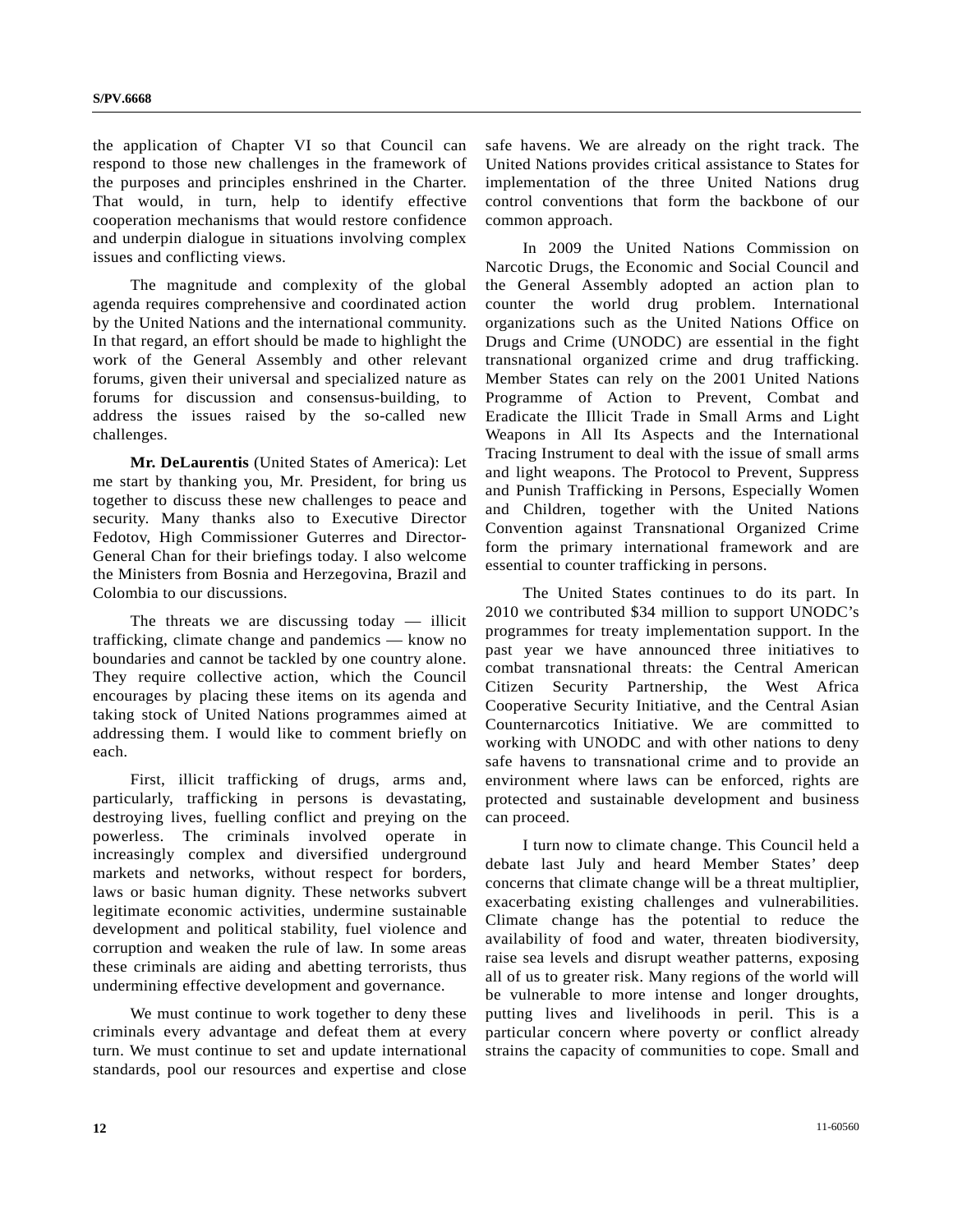the application of Chapter VI so that Council can respond to those new challenges in the framework of the purposes and principles enshrined in the Charter. That would, in turn, help to identify effective cooperation mechanisms that would restore confidence and underpin dialogue in situations involving complex issues and conflicting views.

The magnitude and complexity of the global agenda requires comprehensive and coordinated action by the United Nations and the international community. In that regard, an effort should be made to highlight the work of the General Assembly and other relevant forums, given their universal and specialized nature as forums for discussion and consensus-building, to address the issues raised by the so-called new challenges.

**Mr. DeLaurentis** (United States of America): Let me start by thanking you, Mr. President, for bring us together to discuss these new challenges to peace and security. Many thanks also to Executive Director Fedotov, High Commissioner Guterres and Director-General Chan for their briefings today. I also welcome the Ministers from Bosnia and Herzegovina, Brazil and Colombia to our discussions.

The threats we are discussing today — illicit trafficking, climate change and pandemics — know no boundaries and cannot be tackled by one country alone. They require collective action, which the Council encourages by placing these items on its agenda and taking stock of United Nations programmes aimed at addressing them. I would like to comment briefly on each.

First, illicit trafficking of drugs, arms and, particularly, trafficking in persons is devastating, destroying lives, fuelling conflict and preying on the powerless. The criminals involved operate in increasingly complex and diversified underground markets and networks, without respect for borders, laws or basic human dignity. These networks subvert legitimate economic activities, undermine sustainable development and political stability, fuel violence and corruption and weaken the rule of law. In some areas these criminals are aiding and abetting terrorists, thus undermining effective development and governance.

We must continue to work together to deny these criminals every advantage and defeat them at every turn. We must continue to set and update international standards, pool our resources and expertise and close safe havens. We are already on the right track. The United Nations provides critical assistance to States for implementation of the three United Nations drug control conventions that form the backbone of our common approach.

In 2009 the United Nations Commission on Narcotic Drugs, the Economic and Social Council and the General Assembly adopted an action plan to counter the world drug problem. International organizations such as the United Nations Office on Drugs and Crime (UNODC) are essential in the fight transnational organized crime and drug trafficking. Member States can rely on the 2001 United Nations Programme of Action to Prevent, Combat and Eradicate the Illicit Trade in Small Arms and Light Weapons in All Its Aspects and the International Tracing Instrument to deal with the issue of small arms and light weapons. The Protocol to Prevent, Suppress and Punish Trafficking in Persons, Especially Women and Children, together with the United Nations Convention against Transnational Organized Crime form the primary international framework and are essential to counter trafficking in persons.

The United States continues to do its part. In 2010 we contributed $34 million to support UNODC's programmes for treaty implementation support. In the past year we have announced three initiatives to combat transnational threats: the Central American Citizen Security Partnership, the West Africa Cooperative Security Initiative, and the Central Asian Counternarcotics Initiative. We are committed to working with UNODC and with other nations to deny safe havens to transnational crime and to provide an environment where laws can be enforced, rights are protected and sustainable development and business can proceed.

I turn now to climate change. This Council held a debate last July and heard Member States' deep concerns that climate change will be a threat multiplier, exacerbating existing challenges and vulnerabilities. Climate change has the potential to reduce the availability of food and water, threaten biodiversity, raise sea levels and disrupt weather patterns, exposing all of us to greater risk. Many regions of the world will be vulnerable to more intense and longer droughts, putting lives and livelihoods in peril. This is a particular concern where poverty or conflict already strains the capacity of communities to cope. Small and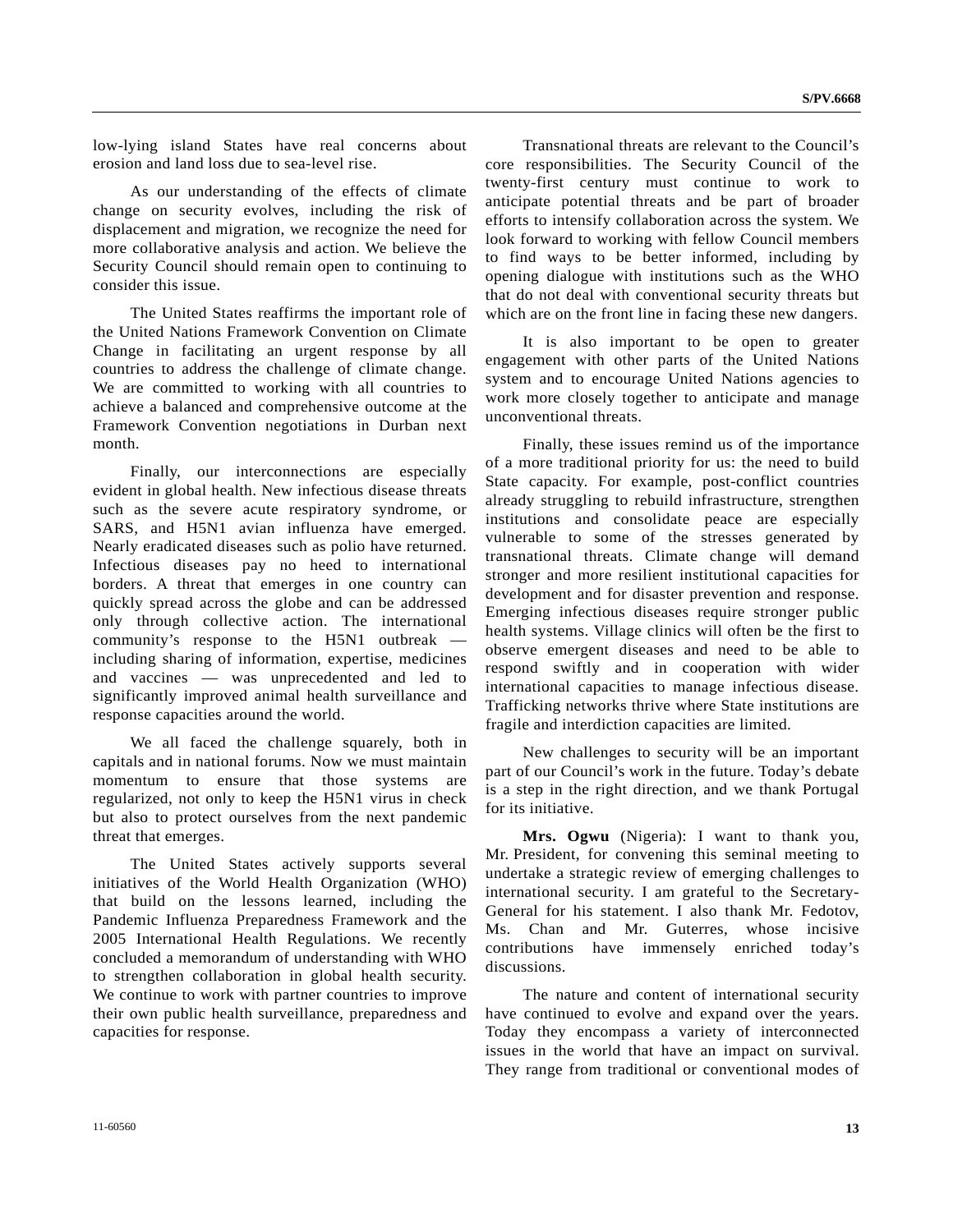low-lying island States have real concerns about erosion and land loss due to sea-level rise.

As our understanding of the effects of climate change on security evolves, including the risk of displacement and migration, we recognize the need for more collaborative analysis and action. We believe the Security Council should remain open to continuing to consider this issue.

The United States reaffirms the important role of the United Nations Framework Convention on Climate Change in facilitating an urgent response by all countries to address the challenge of climate change. We are committed to working with all countries to achieve a balanced and comprehensive outcome at the Framework Convention negotiations in Durban next month.

Finally, our interconnections are especially evident in global health. New infectious disease threats such as the severe acute respiratory syndrome, or SARS, and H5N1 avian influenza have emerged. Nearly eradicated diseases such as polio have returned. Infectious diseases pay no heed to international borders. A threat that emerges in one country can quickly spread across the globe and can be addressed only through collective action. The international community's response to the H5N1 outbreak — including sharing of information, expertise, medicines and vaccines — was unprecedented and led to significantly improved animal health surveillance and response capacities around the world.

We all faced the challenge squarely, both in capitals and in national forums. Now we must maintain momentum to ensure that those systems are regularized, not only to keep the H5N1 virus in check but also to protect ourselves from the next pandemic threat that emerges.

The United States actively supports several initiatives of the World Health Organization (WHO) that build on the lessons learned, including the Pandemic Influenza Preparedness Framework and the 2005 International Health Regulations. We recently concluded a memorandum of understanding with WHO to strengthen collaboration in global health security. We continue to work with partner countries to improve their own public health surveillance, preparedness and capacities for response.

Transnational threats are relevant to the Council's core responsibilities. The Security Council of the twenty-first century must continue to work to anticipate potential threats and be part of broader efforts to intensify collaboration across the system. We look forward to working with fellow Council members to find ways to be better informed, including by opening dialogue with institutions such as the WHO that do not deal with conventional security threats but which are on the front line in facing these new dangers.

It is also important to be open to greater engagement with other parts of the United Nations system and to encourage United Nations agencies to work more closely together to anticipate and manage unconventional threats.

Finally, these issues remind us of the importance of a more traditional priority for us: the need to build State capacity. For example, post-conflict countries already struggling to rebuild infrastructure, strengthen institutions and consolidate peace are especially vulnerable to some of the stresses generated by transnational threats. Climate change will demand stronger and more resilient institutional capacities for development and for disaster prevention and response. Emerging infectious diseases require stronger public health systems. Village clinics will often be the first to observe emergent diseases and need to be able to respond swiftly and in cooperation with wider international capacities to manage infectious disease. Trafficking networks thrive where State institutions are fragile and interdiction capacities are limited.

New challenges to security will be an important part of our Council's work in the future. Today's debate is a step in the right direction, and we thank Portugal for its initiative.

**Mrs. Ogwu** (Nigeria): I want to thank you, Mr. President, for convening this seminal meeting to undertake a strategic review of emerging challenges to international security. I am grateful to the Secretary-General for his statement. I also thank Mr. Fedotov, Ms. Chan and Mr. Guterres, whose incisive contributions have immensely enriched today's discussions.

The nature and content of international security have continued to evolve and expand over the years. Today they encompass a variety of interconnected issues in the world that have an impact on survival. They range from traditional or conventional modes of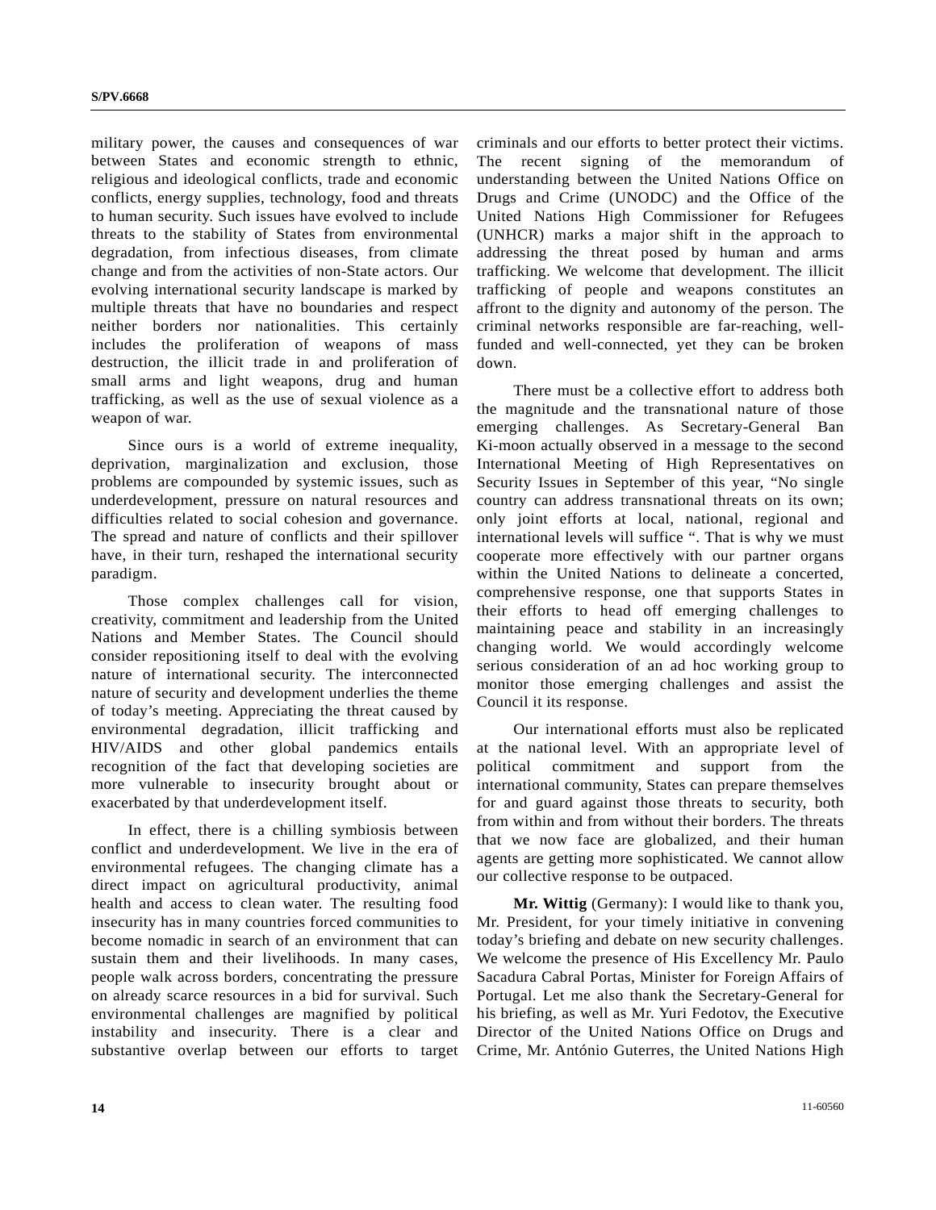military power, the causes and consequences of war between States and economic strength to ethnic, religious and ideological conflicts, trade and economic conflicts, energy supplies, technology, food and threats to human security. Such issues have evolved to include threats to the stability of States from environmental degradation, from infectious diseases, from climate change and from the activities of non-State actors. Our evolving international security landscape is marked by multiple threats that have no boundaries and respect neither borders nor nationalities. This certainly includes the proliferation of weapons of mass destruction, the illicit trade in and proliferation of small arms and light weapons, drug and human trafficking, as well as the use of sexual violence as a weapon of war.

Since ours is a world of extreme inequality, deprivation, marginalization and exclusion, those problems are compounded by systemic issues, such as underdevelopment, pressure on natural resources and difficulties related to social cohesion and governance. The spread and nature of conflicts and their spillover have, in their turn, reshaped the international security paradigm.

Those complex challenges call for vision, creativity, commitment and leadership from the United Nations and Member States. The Council should consider repositioning itself to deal with the evolving nature of international security. The interconnected nature of security and development underlies the theme of today's meeting. Appreciating the threat caused by environmental degradation, illicit trafficking and HIV/AIDS and other global pandemics entails recognition of the fact that developing societies are more vulnerable to insecurity brought about or exacerbated by that underdevelopment itself.

In effect, there is a chilling symbiosis between conflict and underdevelopment. We live in the era of environmental refugees. The changing climate has a direct impact on agricultural productivity, animal health and access to clean water. The resulting food insecurity has in many countries forced communities to become nomadic in search of an environment that can sustain them and their livelihoods. In many cases, people walk across borders, concentrating the pressure on already scarce resources in a bid for survival. Such environmental challenges are magnified by political instability and insecurity. There is a clear and substantive overlap between our efforts to target criminals and our efforts to better protect their victims. The recent signing of the memorandum of understanding between the United Nations Office on Drugs and Crime (UNODC) and the Office of the United Nations High Commissioner for Refugees (UNHCR) marks a major shift in the approach to addressing the threat posed by human and arms trafficking. We welcome that development. The illicit trafficking of people and weapons constitutes an affront to the dignity and autonomy of the person. The criminal networks responsible are far-reaching, well-funded and well-connected, yet they can be broken down.

There must be a collective effort to address both the magnitude and the transnational nature of those emerging challenges. As Secretary-General Ban Ki-moon actually observed in a message to the second International Meeting of High Representatives on Security Issues in September of this year, "No single country can address transnational threats on its own; only joint efforts at local, national, regional and international levels will suffice ". That is why we must cooperate more effectively with our partner organs within the United Nations to delineate a concerted, comprehensive response, one that supports States in their efforts to head off emerging challenges to maintaining peace and stability in an increasingly changing world. We would accordingly welcome serious consideration of an ad hoc working group to monitor those emerging challenges and assist the Council it its response.

Our international efforts must also be replicated at the national level. With an appropriate level of political commitment and support from the international community, States can prepare themselves for and guard against those threats to security, both from within and from without their borders. The threats that we now face are globalized, and their human agents are getting more sophisticated. We cannot allow our collective response to be outpaced.

**Mr. Wittig** (Germany): I would like to thank you, Mr. President, for your timely initiative in convening today's briefing and debate on new security challenges. We welcome the presence of His Excellency Mr. Paulo Sacadura Cabral Portas, Minister for Foreign Affairs of Portugal. Let me also thank the Secretary-General for his briefing, as well as Mr. Yuri Fedotov, the Executive Director of the United Nations Office on Drugs and Crime, Mr. António Guterres, the United Nations High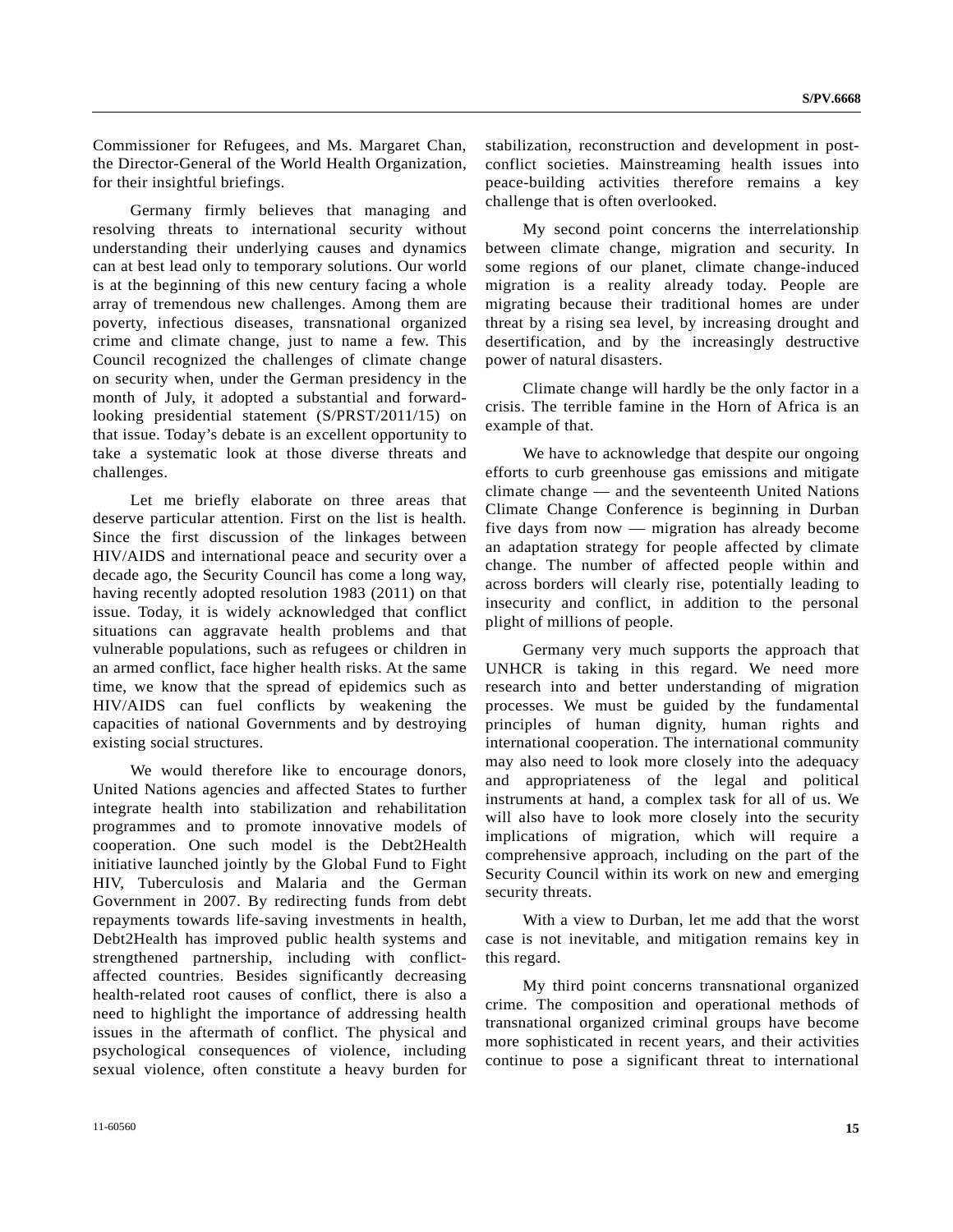Commissioner for Refugees, and Ms. Margaret Chan, the Director-General of the World Health Organization, for their insightful briefings.

Germany firmly believes that managing and resolving threats to international security without understanding their underlying causes and dynamics can at best lead only to temporary solutions. Our world is at the beginning of this new century facing a whole array of tremendous new challenges. Among them are poverty, infectious diseases, transnational organized crime and climate change, just to name a few. This Council recognized the challenges of climate change on security when, under the German presidency in the month of July, it adopted a substantial and forward-looking presidential statement (S/PRST/2011/15) on that issue. Today's debate is an excellent opportunity to take a systematic look at those diverse threats and challenges.

Let me briefly elaborate on three areas that deserve particular attention. First on the list is health. Since the first discussion of the linkages between HIV/AIDS and international peace and security over a decade ago, the Security Council has come a long way, having recently adopted resolution 1983 (2011) on that issue. Today, it is widely acknowledged that conflict situations can aggravate health problems and that vulnerable populations, such as refugees or children in an armed conflict, face higher health risks. At the same time, we know that the spread of epidemics such as HIV/AIDS can fuel conflicts by weakening the capacities of national Governments and by destroying existing social structures.

We would therefore like to encourage donors, United Nations agencies and affected States to further integrate health into stabilization and rehabilitation programmes and to promote innovative models of cooperation. One such model is the Debt2Health initiative launched jointly by the Global Fund to Fight HIV, Tuberculosis and Malaria and the German Government in 2007. By redirecting funds from debt repayments towards life-saving investments in health, Debt2Health has improved public health systems and strengthened partnership, including with conflict-affected countries. Besides significantly decreasing health-related root causes of conflict, there is also a need to highlight the importance of addressing health issues in the aftermath of conflict. The physical and psychological consequences of violence, including sexual violence, often constitute a heavy burden for stabilization, reconstruction and development in post-conflict societies. Mainstreaming health issues into peace-building activities therefore remains a key challenge that is often overlooked.

My second point concerns the interrelationship between climate change, migration and security. In some regions of our planet, climate change-induced migration is a reality already today. People are migrating because their traditional homes are under threat by a rising sea level, by increasing drought and desertification, and by the increasingly destructive power of natural disasters.

Climate change will hardly be the only factor in a crisis. The terrible famine in the Horn of Africa is an example of that.

We have to acknowledge that despite our ongoing efforts to curb greenhouse gas emissions and mitigate climate change — and the seventeenth United Nations Climate Change Conference is beginning in Durban five days from now — migration has already become an adaptation strategy for people affected by climate change. The number of affected people within and across borders will clearly rise, potentially leading to insecurity and conflict, in addition to the personal plight of millions of people.

Germany very much supports the approach that UNHCR is taking in this regard. We need more research into and better understanding of migration processes. We must be guided by the fundamental principles of human dignity, human rights and international cooperation. The international community may also need to look more closely into the adequacy and appropriateness of the legal and political instruments at hand, a complex task for all of us. We will also have to look more closely into the security implications of migration, which will require a comprehensive approach, including on the part of the Security Council within its work on new and emerging security threats.

With a view to Durban, let me add that the worst case is not inevitable, and mitigation remains key in this regard.

My third point concerns transnational organized crime. The composition and operational methods of transnational organized criminal groups have become more sophisticated in recent years, and their activities continue to pose a significant threat to international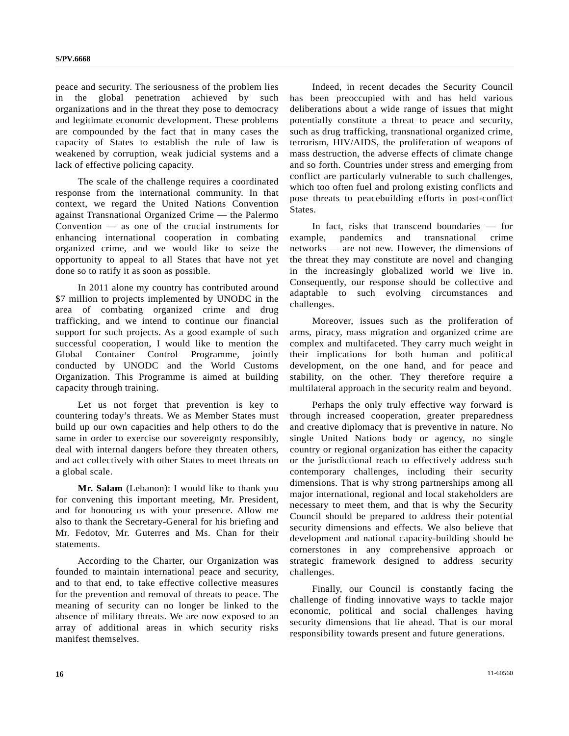peace and security. The seriousness of the problem lies in the global penetration achieved by such organizations and in the threat they pose to democracy and legitimate economic development. These problems are compounded by the fact that in many cases the capacity of States to establish the rule of law is weakened by corruption, weak judicial systems and a lack of effective policing capacity.

The scale of the challenge requires a coordinated response from the international community. In that context, we regard the United Nations Convention against Transnational Organized Crime — the Palermo Convention — as one of the crucial instruments for enhancing international cooperation in combating organized crime, and we would like to seize the opportunity to appeal to all States that have not yet done so to ratify it as soon as possible.

In 2011 alone my country has contributed around \$7 million to projects implemented by UNODC in the area of combating organized crime and drug trafficking, and we intend to continue our financial support for such projects. As a good example of such successful cooperation, I would like to mention the Global Container Control Programme, jointly conducted by UNODC and the World Customs Organization. This Programme is aimed at building capacity through training.

Let us not forget that prevention is key to countering today's threats. We as Member States must build up our own capacities and help others to do the same in order to exercise our sovereignty responsibly, deal with internal dangers before they threaten others, and act collectively with other States to meet threats on a global scale.

**Mr. Salam** (Lebanon): I would like to thank you for convening this important meeting, Mr. President, and for honouring us with your presence. Allow me also to thank the Secretary-General for his briefing and Mr. Fedotov, Mr. Guterres and Ms. Chan for their statements.

According to the Charter, our Organization was founded to maintain international peace and security, and to that end, to take effective collective measures for the prevention and removal of threats to peace. The meaning of security can no longer be linked to the absence of military threats. We are now exposed to an array of additional areas in which security risks manifest themselves.

Indeed, in recent decades the Security Council has been preoccupied with and has held various deliberations about a wide range of issues that might potentially constitute a threat to peace and security, such as drug trafficking, transnational organized crime, terrorism, HIV/AIDS, the proliferation of weapons of mass destruction, the adverse effects of climate change and so forth. Countries under stress and emerging from conflict are particularly vulnerable to such challenges, which too often fuel and prolong existing conflicts and pose threats to peacebuilding efforts in post-conflict States.

In fact, risks that transcend boundaries — for example, pandemics and transnational crime networks — are not new. However, the dimensions of the threat they may constitute are novel and changing in the increasingly globalized world we live in. Consequently, our response should be collective and adaptable to such evolving circumstances and challenges.

Moreover, issues such as the proliferation of arms, piracy, mass migration and organized crime are complex and multifaceted. They carry much weight in their implications for both human and political development, on the one hand, and for peace and stability, on the other. They therefore require a multilateral approach in the security realm and beyond.

Perhaps the only truly effective way forward is through increased cooperation, greater preparedness and creative diplomacy that is preventive in nature. No single United Nations body or agency, no single country or regional organization has either the capacity or the jurisdictional reach to effectively address such contemporary challenges, including their security dimensions. That is why strong partnerships among all major international, regional and local stakeholders are necessary to meet them, and that is why the Security Council should be prepared to address their potential security dimensions and effects. We also believe that development and national capacity-building should be cornerstones in any comprehensive approach or strategic framework designed to address security challenges.

Finally, our Council is constantly facing the challenge of finding innovative ways to tackle major economic, political and social challenges having security dimensions that lie ahead. That is our moral responsibility towards present and future generations.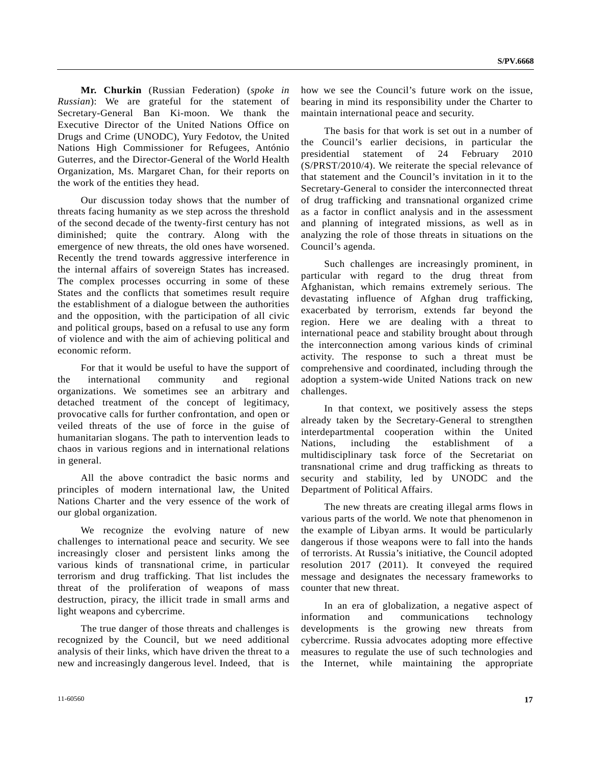**Mr. Churkin** (Russian Federation) (*spoke in Russian*): We are grateful for the statement of Secretary-General Ban Ki-moon. We thank the Executive Director of the United Nations Office on Drugs and Crime (UNODC), Yury Fedotov, the United Nations High Commissioner for Refugees, António Guterres, and the Director-General of the World Health Organization, Ms. Margaret Chan, for their reports on the work of the entities they head.

Our discussion today shows that the number of threats facing humanity as we step across the threshold of the second decade of the twenty-first century has not diminished; quite the contrary. Along with the emergence of new threats, the old ones have worsened. Recently the trend towards aggressive interference in the internal affairs of sovereign States has increased. The complex processes occurring in some of these States and the conflicts that sometimes result require the establishment of a dialogue between the authorities and the opposition, with the participation of all civic and political groups, based on a refusal to use any form of violence and with the aim of achieving political and economic reform.

For that it would be useful to have the support of the international community and regional organizations. We sometimes see an arbitrary and detached treatment of the concept of legitimacy, provocative calls for further confrontation, and open or veiled threats of the use of force in the guise of humanitarian slogans. The path to intervention leads to chaos in various regions and in international relations in general.

All the above contradict the basic norms and principles of modern international law, the United Nations Charter and the very essence of the work of our global organization.

We recognize the evolving nature of new challenges to international peace and security. We see increasingly closer and persistent links among the various kinds of transnational crime, in particular terrorism and drug trafficking. That list includes the threat of the proliferation of weapons of mass destruction, piracy, the illicit trade in small arms and light weapons and cybercrime.

The true danger of those threats and challenges is recognized by the Council, but we need additional analysis of their links, which have driven the threat to a new and increasingly dangerous level. Indeed, that is how we see the Council's future work on the issue, bearing in mind its responsibility under the Charter to maintain international peace and security.

The basis for that work is set out in a number of the Council's earlier decisions, in particular the presidential statement of 24 February 2010 (S/PRST/2010/4). We reiterate the special relevance of that statement and the Council's invitation in it to the Secretary-General to consider the interconnected threat of drug trafficking and transnational organized crime as a factor in conflict analysis and in the assessment and planning of integrated missions, as well as in analyzing the role of those threats in situations on the Council's agenda.

Such challenges are increasingly prominent, in particular with regard to the drug threat from Afghanistan, which remains extremely serious. The devastating influence of Afghan drug trafficking, exacerbated by terrorism, extends far beyond the region. Here we are dealing with a threat to international peace and stability brought about through the interconnection among various kinds of criminal activity. The response to such a threat must be comprehensive and coordinated, including through the adoption a system-wide United Nations track on new challenges.

In that context, we positively assess the steps already taken by the Secretary-General to strengthen interdepartmental cooperation within the United Nations, including the establishment of a multidisciplinary task force of the Secretariat on transnational crime and drug trafficking as threats to security and stability, led by UNODC and the Department of Political Affairs.

The new threats are creating illegal arms flows in various parts of the world. We note that phenomenon in the example of Libyan arms. It would be particularly dangerous if those weapons were to fall into the hands of terrorists. At Russia's initiative, the Council adopted resolution 2017 (2011). It conveyed the required message and designates the necessary frameworks to counter that new threat.

In an era of globalization, a negative aspect of information and communications technology developments is the growing new threats from cybercrime. Russia advocates adopting more effective measures to regulate the use of such technologies and the Internet, while maintaining the appropriate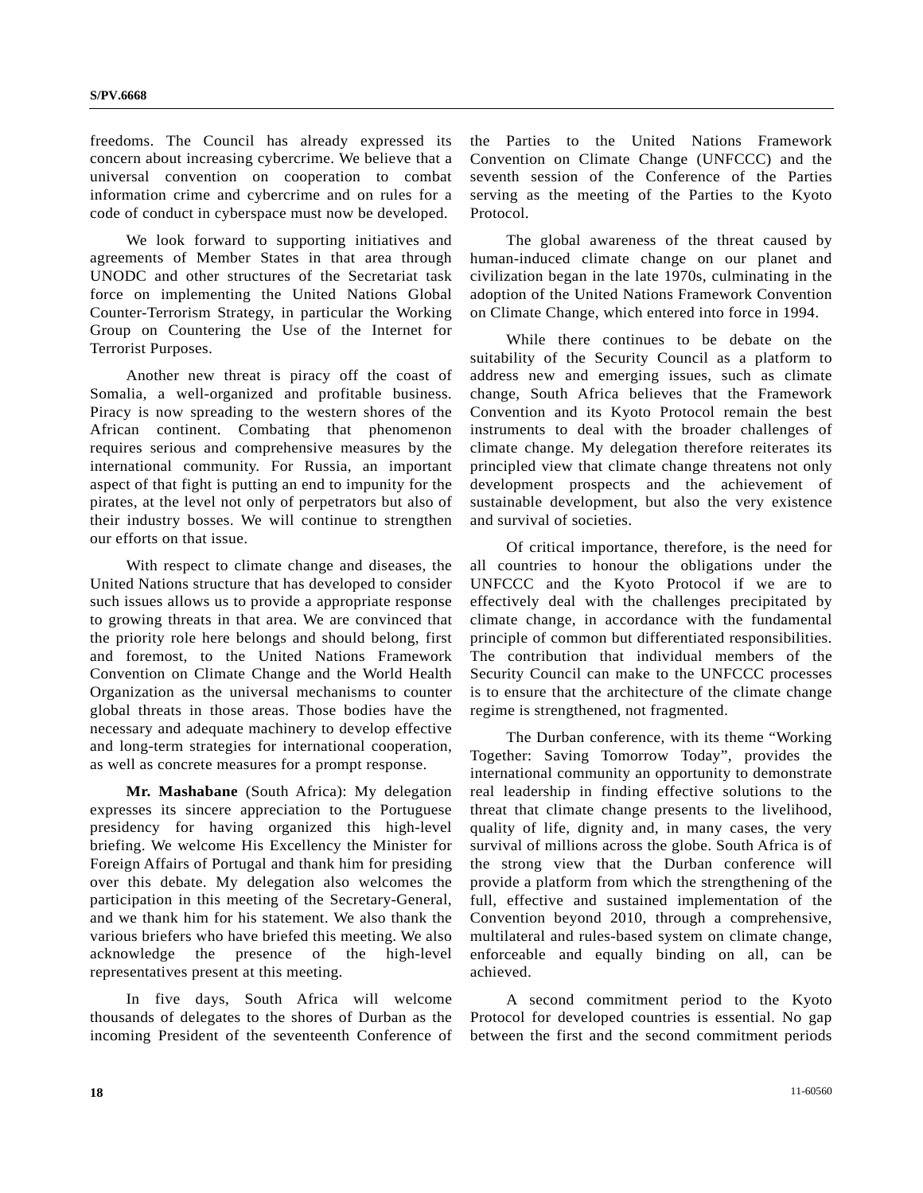freedoms. The Council has already expressed its concern about increasing cybercrime. We believe that a universal convention on cooperation to combat information crime and cybercrime and on rules for a code of conduct in cyberspace must now be developed.

We look forward to supporting initiatives and agreements of Member States in that area through UNODC and other structures of the Secretariat task force on implementing the United Nations Global Counter-Terrorism Strategy, in particular the Working Group on Countering the Use of the Internet for Terrorist Purposes.

Another new threat is piracy off the coast of Somalia, a well-organized and profitable business. Piracy is now spreading to the western shores of the African continent. Combating that phenomenon requires serious and comprehensive measures by the international community. For Russia, an important aspect of that fight is putting an end to impunity for the pirates, at the level not only of perpetrators but also of their industry bosses. We will continue to strengthen our efforts on that issue.

With respect to climate change and diseases, the United Nations structure that has developed to consider such issues allows us to provide a appropriate response to growing threats in that area. We are convinced that the priority role here belongs and should belong, first and foremost, to the United Nations Framework Convention on Climate Change and the World Health Organization as the universal mechanisms to counter global threats in those areas. Those bodies have the necessary and adequate machinery to develop effective and long-term strategies for international cooperation, as well as concrete measures for a prompt response.

**Mr. Mashabane** (South Africa): My delegation expresses its sincere appreciation to the Portuguese presidency for having organized this high-level briefing. We welcome His Excellency the Minister for Foreign Affairs of Portugal and thank him for presiding over this debate. My delegation also welcomes the participation in this meeting of the Secretary-General, and we thank him for his statement. We also thank the various briefers who have briefed this meeting. We also acknowledge the presence of the high-level representatives present at this meeting.

In five days, South Africa will welcome thousands of delegates to the shores of Durban as the incoming President of the seventeenth Conference of the Parties to the United Nations Framework Convention on Climate Change (UNFCCC) and the seventh session of the Conference of the Parties serving as the meeting of the Parties to the Kyoto Protocol.

The global awareness of the threat caused by human-induced climate change on our planet and civilization began in the late 1970s, culminating in the adoption of the United Nations Framework Convention on Climate Change, which entered into force in 1994.

While there continues to be debate on the suitability of the Security Council as a platform to address new and emerging issues, such as climate change, South Africa believes that the Framework Convention and its Kyoto Protocol remain the best instruments to deal with the broader challenges of climate change. My delegation therefore reiterates its principled view that climate change threatens not only development prospects and the achievement of sustainable development, but also the very existence and survival of societies.

Of critical importance, therefore, is the need for all countries to honour the obligations under the UNFCCC and the Kyoto Protocol if we are to effectively deal with the challenges precipitated by climate change, in accordance with the fundamental principle of common but differentiated responsibilities. The contribution that individual members of the Security Council can make to the UNFCCC processes is to ensure that the architecture of the climate change regime is strengthened, not fragmented.

The Durban conference, with its theme "Working Together: Saving Tomorrow Today", provides the international community an opportunity to demonstrate real leadership in finding effective solutions to the threat that climate change presents to the livelihood, quality of life, dignity and, in many cases, the very survival of millions across the globe. South Africa is of the strong view that the Durban conference will provide a platform from which the strengthening of the full, effective and sustained implementation of the Convention beyond 2010, through a comprehensive, multilateral and rules-based system on climate change, enforceable and equally binding on all, can be achieved.

A second commitment period to the Kyoto Protocol for developed countries is essential. No gap between the first and the second commitment periods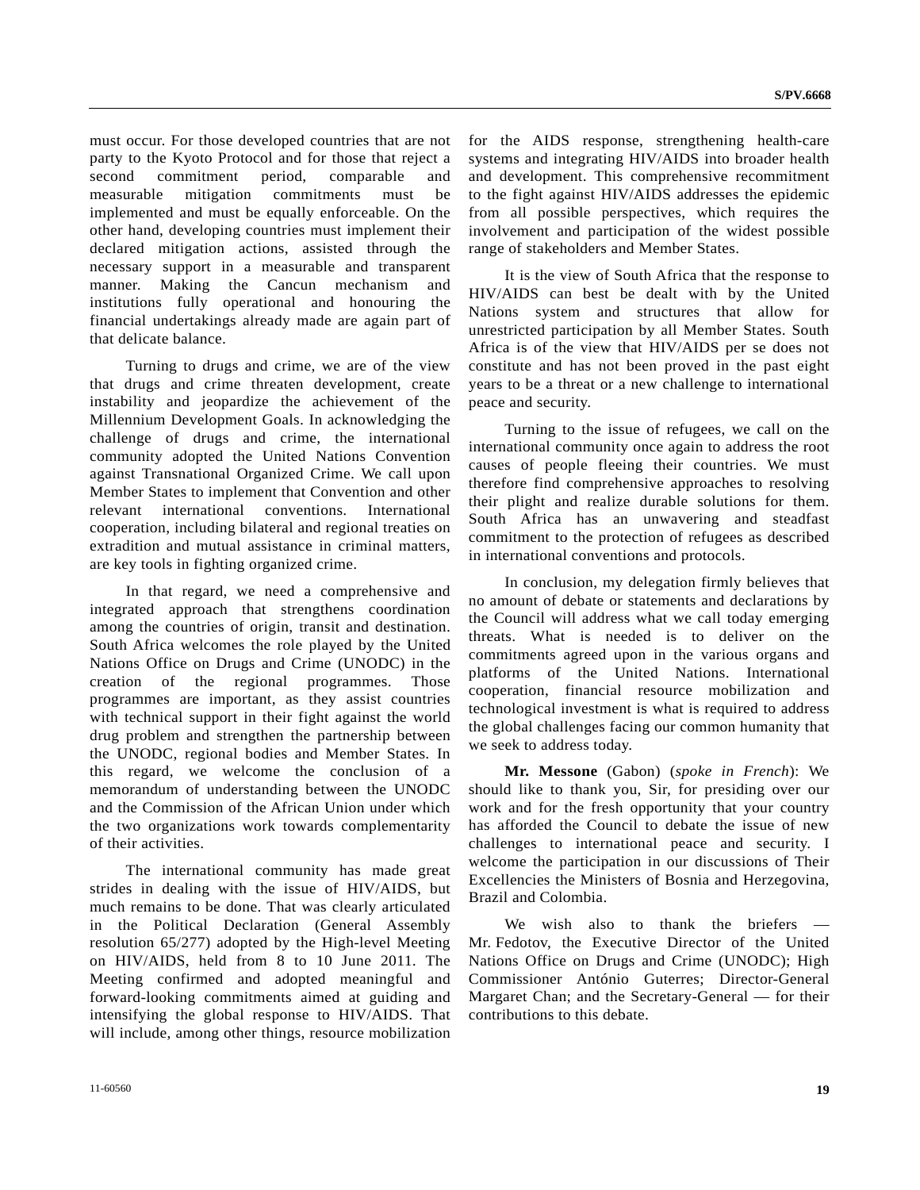must occur. For those developed countries that are not party to the Kyoto Protocol and for those that reject a second commitment period, comparable and measurable mitigation commitments must be implemented and must be equally enforceable. On the other hand, developing countries must implement their declared mitigation actions, assisted through the necessary support in a measurable and transparent manner. Making the Cancun mechanism and institutions fully operational and honouring the financial undertakings already made are again part of that delicate balance.

Turning to drugs and crime, we are of the view that drugs and crime threaten development, create instability and jeopardize the achievement of the Millennium Development Goals. In acknowledging the challenge of drugs and crime, the international community adopted the United Nations Convention against Transnational Organized Crime. We call upon Member States to implement that Convention and other relevant international conventions. International cooperation, including bilateral and regional treaties on extradition and mutual assistance in criminal matters, are key tools in fighting organized crime.

In that regard, we need a comprehensive and integrated approach that strengthens coordination among the countries of origin, transit and destination. South Africa welcomes the role played by the United Nations Office on Drugs and Crime (UNODC) in the creation of the regional programmes. Those programmes are important, as they assist countries with technical support in their fight against the world drug problem and strengthen the partnership between the UNODC, regional bodies and Member States. In this regard, we welcome the conclusion of a memorandum of understanding between the UNODC and the Commission of the African Union under which the two organizations work towards complementarity of their activities.

The international community has made great strides in dealing with the issue of HIV/AIDS, but much remains to be done. That was clearly articulated in the Political Declaration (General Assembly resolution 65/277) adopted by the High-level Meeting on HIV/AIDS, held from 8 to 10 June 2011. The Meeting confirmed and adopted meaningful and forward-looking commitments aimed at guiding and intensifying the global response to HIV/AIDS. That will include, among other things, resource mobilization for the AIDS response, strengthening health-care systems and integrating HIV/AIDS into broader health and development. This comprehensive recommitment to the fight against HIV/AIDS addresses the epidemic from all possible perspectives, which requires the involvement and participation of the widest possible range of stakeholders and Member States.

It is the view of South Africa that the response to HIV/AIDS can best be dealt with by the United Nations system and structures that allow for unrestricted participation by all Member States. South Africa is of the view that HIV/AIDS per se does not constitute and has not been proved in the past eight years to be a threat or a new challenge to international peace and security.

Turning to the issue of refugees, we call on the international community once again to address the root causes of people fleeing their countries. We must therefore find comprehensive approaches to resolving their plight and realize durable solutions for them. South Africa has an unwavering and steadfast commitment to the protection of refugees as described in international conventions and protocols.

In conclusion, my delegation firmly believes that no amount of debate or statements and declarations by the Council will address what we call today emerging threats. What is needed is to deliver on the commitments agreed upon in the various organs and platforms of the United Nations. International cooperation, financial resource mobilization and technological investment is what is required to address the global challenges facing our common humanity that we seek to address today.

**Mr. Messone** (Gabon) (*spoke in French*): We should like to thank you, Sir, for presiding over our work and for the fresh opportunity that your country has afforded the Council to debate the issue of new challenges to international peace and security. I welcome the participation in our discussions of Their Excellencies the Ministers of Bosnia and Herzegovina, Brazil and Colombia.

We wish also to thank the briefers — Mr. Fedotov, the Executive Director of the United Nations Office on Drugs and Crime (UNODC); High Commissioner António Guterres; Director-General Margaret Chan; and the Secretary-General — for their contributions to this debate.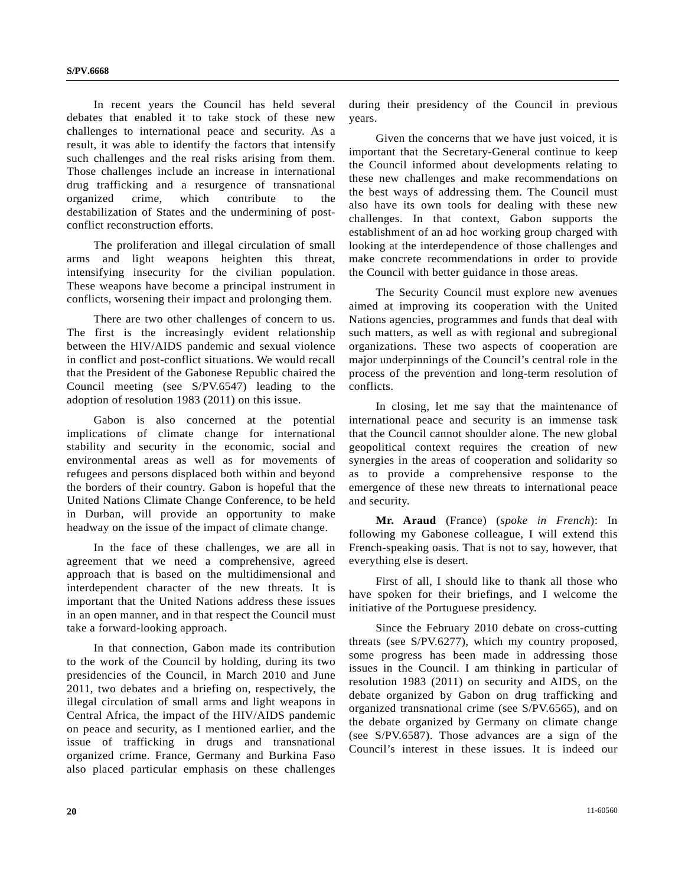In recent years the Council has held several debates that enabled it to take stock of these new challenges to international peace and security. As a result, it was able to identify the factors that intensify such challenges and the real risks arising from them. Those challenges include an increase in international drug trafficking and a resurgence of transnational organized crime, which contribute to the destabilization of States and the undermining of post-conflict reconstruction efforts.

The proliferation and illegal circulation of small arms and light weapons heighten this threat, intensifying insecurity for the civilian population. These weapons have become a principal instrument in conflicts, worsening their impact and prolonging them.

There are two other challenges of concern to us. The first is the increasingly evident relationship between the HIV/AIDS pandemic and sexual violence in conflict and post-conflict situations. We would recall that the President of the Gabonese Republic chaired the Council meeting (see S/PV.6547) leading to the adoption of resolution 1983 (2011) on this issue.

Gabon is also concerned at the potential implications of climate change for international stability and security in the economic, social and environmental areas as well as for movements of refugees and persons displaced both within and beyond the borders of their country. Gabon is hopeful that the United Nations Climate Change Conference, to be held in Durban, will provide an opportunity to make headway on the issue of the impact of climate change.

In the face of these challenges, we are all in agreement that we need a comprehensive, agreed approach that is based on the multidimensional and interdependent character of the new threats. It is important that the United Nations address these issues in an open manner, and in that respect the Council must take a forward-looking approach.

In that connection, Gabon made its contribution to the work of the Council by holding, during its two presidencies of the Council, in March 2010 and June 2011, two debates and a briefing on, respectively, the illegal circulation of small arms and light weapons in Central Africa, the impact of the HIV/AIDS pandemic on peace and security, as I mentioned earlier, and the issue of trafficking in drugs and transnational organized crime. France, Germany and Burkina Faso also placed particular emphasis on these challenges during their presidency of the Council in previous years.

Given the concerns that we have just voiced, it is important that the Secretary-General continue to keep the Council informed about developments relating to these new challenges and make recommendations on the best ways of addressing them. The Council must also have its own tools for dealing with these new challenges. In that context, Gabon supports the establishment of an ad hoc working group charged with looking at the interdependence of those challenges and make concrete recommendations in order to provide the Council with better guidance in those areas.

The Security Council must explore new avenues aimed at improving its cooperation with the United Nations agencies, programmes and funds that deal with such matters, as well as with regional and subregional organizations. These two aspects of cooperation are major underpinnings of the Council's central role in the process of the prevention and long-term resolution of conflicts.

In closing, let me say that the maintenance of international peace and security is an immense task that the Council cannot shoulder alone. The new global geopolitical context requires the creation of new synergies in the areas of cooperation and solidarity so as to provide a comprehensive response to the emergence of these new threats to international peace and security.

**Mr. Araud** (France) (*spoke in French*): In following my Gabonese colleague, I will extend this French-speaking oasis. That is not to say, however, that everything else is desert.

First of all, I should like to thank all those who have spoken for their briefings, and I welcome the initiative of the Portuguese presidency.

Since the February 2010 debate on cross-cutting threats (see S/PV.6277), which my country proposed, some progress has been made in addressing those issues in the Council. I am thinking in particular of resolution 1983 (2011) on security and AIDS, on the debate organized by Gabon on drug trafficking and organized transnational crime (see S/PV.6565), and on the debate organized by Germany on climate change (see S/PV.6587). Those advances are a sign of the Council's interest in these issues. It is indeed our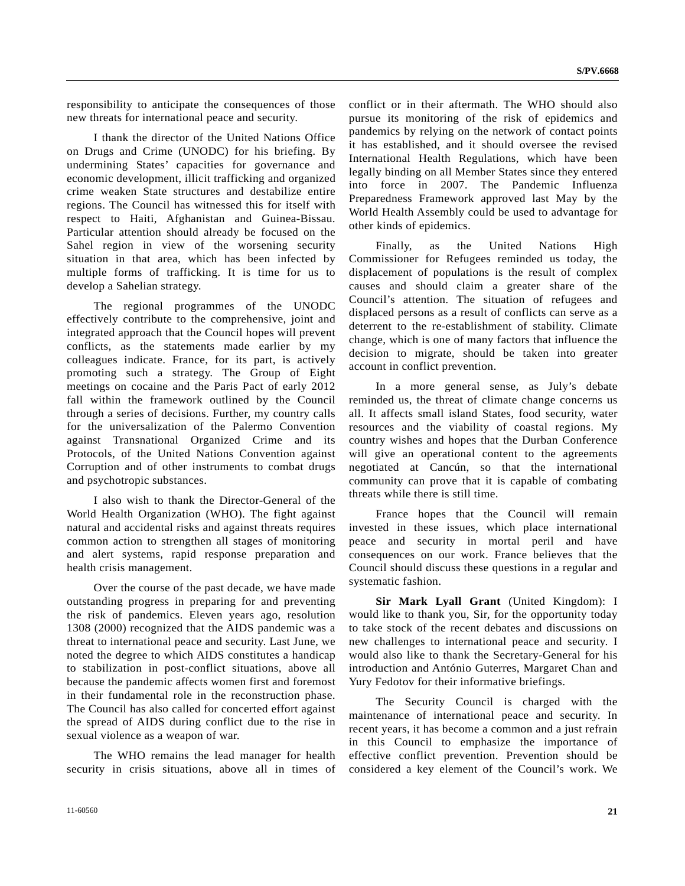responsibility to anticipate the consequences of those new threats for international peace and security.

I thank the director of the United Nations Office on Drugs and Crime (UNODC) for his briefing. By undermining States' capacities for governance and economic development, illicit trafficking and organized crime weaken State structures and destabilize entire regions. The Council has witnessed this for itself with respect to Haiti, Afghanistan and Guinea-Bissau. Particular attention should already be focused on the Sahel region in view of the worsening security situation in that area, which has been infected by multiple forms of trafficking. It is time for us to develop a Sahelian strategy.

The regional programmes of the UNODC effectively contribute to the comprehensive, joint and integrated approach that the Council hopes will prevent conflicts, as the statements made earlier by my colleagues indicate. France, for its part, is actively promoting such a strategy. The Group of Eight meetings on cocaine and the Paris Pact of early 2012 fall within the framework outlined by the Council through a series of decisions. Further, my country calls for the universalization of the Palermo Convention against Transnational Organized Crime and its Protocols, of the United Nations Convention against Corruption and of other instruments to combat drugs and psychotropic substances.

I also wish to thank the Director-General of the World Health Organization (WHO). The fight against natural and accidental risks and against threats requires common action to strengthen all stages of monitoring and alert systems, rapid response preparation and health crisis management.

Over the course of the past decade, we have made outstanding progress in preparing for and preventing the risk of pandemics. Eleven years ago, resolution 1308 (2000) recognized that the AIDS pandemic was a threat to international peace and security. Last June, we noted the degree to which AIDS constitutes a handicap to stabilization in post-conflict situations, above all because the pandemic affects women first and foremost in their fundamental role in the reconstruction phase. The Council has also called for concerted effort against the spread of AIDS during conflict due to the rise in sexual violence as a weapon of war.

The WHO remains the lead manager for health security in crisis situations, above all in times of conflict or in their aftermath. The WHO should also pursue its monitoring of the risk of epidemics and pandemics by relying on the network of contact points it has established, and it should oversee the revised International Health Regulations, which have been legally binding on all Member States since they entered into force in 2007. The Pandemic Influenza Preparedness Framework approved last May by the World Health Assembly could be used to advantage for other kinds of epidemics.

Finally, as the United Nations High Commissioner for Refugees reminded us today, the displacement of populations is the result of complex causes and should claim a greater share of the Council's attention. The situation of refugees and displaced persons as a result of conflicts can serve as a deterrent to the re-establishment of stability. Climate change, which is one of many factors that influence the decision to migrate, should be taken into greater account in conflict prevention.

In a more general sense, as July's debate reminded us, the threat of climate change concerns us all. It affects small island States, food security, water resources and the viability of coastal regions. My country wishes and hopes that the Durban Conference will give an operational content to the agreements negotiated at Cancún, so that the international community can prove that it is capable of combating threats while there is still time.

France hopes that the Council will remain invested in these issues, which place international peace and security in mortal peril and have consequences on our work. France believes that the Council should discuss these questions in a regular and systematic fashion.

**Sir Mark Lyall Grant** (United Kingdom): I would like to thank you, Sir, for the opportunity today to take stock of the recent debates and discussions on new challenges to international peace and security. I would also like to thank the Secretary-General for his introduction and António Guterres, Margaret Chan and Yury Fedotov for their informative briefings.

The Security Council is charged with the maintenance of international peace and security. In recent years, it has become a common and a just refrain in this Council to emphasize the importance of effective conflict prevention. Prevention should be considered a key element of the Council's work. We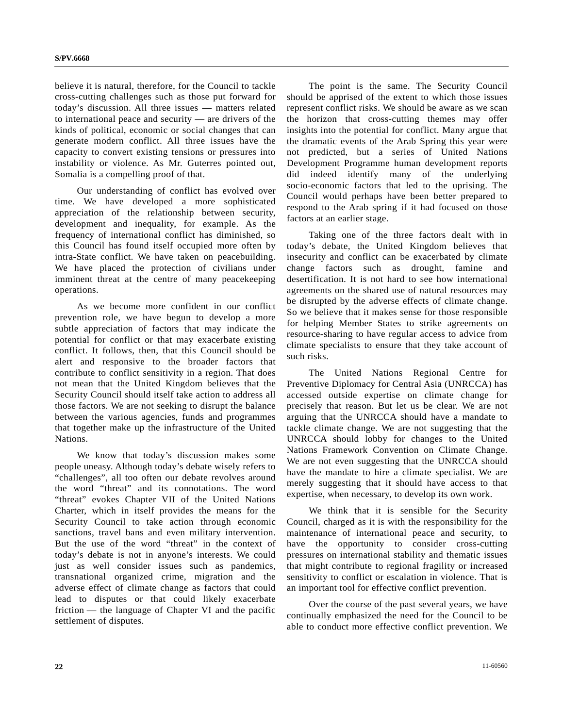believe it is natural, therefore, for the Council to tackle cross-cutting challenges such as those put forward for today's discussion. All three issues — matters related to international peace and security — are drivers of the kinds of political, economic or social changes that can generate modern conflict. All three issues have the capacity to convert existing tensions or pressures into instability or violence. As Mr. Guterres pointed out, Somalia is a compelling proof of that.

Our understanding of conflict has evolved over time. We have developed a more sophisticated appreciation of the relationship between security, development and inequality, for example. As the frequency of international conflict has diminished, so this Council has found itself occupied more often by intra-State conflict. We have taken on peacebuilding. We have placed the protection of civilians under imminent threat at the centre of many peacekeeping operations.

As we become more confident in our conflict prevention role, we have begun to develop a more subtle appreciation of factors that may indicate the potential for conflict or that may exacerbate existing conflict. It follows, then, that this Council should be alert and responsive to the broader factors that contribute to conflict sensitivity in a region. That does not mean that the United Kingdom believes that the Security Council should itself take action to address all those factors. We are not seeking to disrupt the balance between the various agencies, funds and programmes that together make up the infrastructure of the United Nations.

We know that today's discussion makes some people uneasy. Although today's debate wisely refers to "challenges", all too often our debate revolves around the word "threat" and its connotations. The word "threat" evokes Chapter VII of the United Nations Charter, which in itself provides the means for the Security Council to take action through economic sanctions, travel bans and even military intervention. But the use of the word "threat" in the context of today's debate is not in anyone's interests. We could just as well consider issues such as pandemics, transnational organized crime, migration and the adverse effect of climate change as factors that could lead to disputes or that could likely exacerbate friction — the language of Chapter VI and the pacific settlement of disputes.

The point is the same. The Security Council should be apprised of the extent to which those issues represent conflict risks. We should be aware as we scan the horizon that cross-cutting themes may offer insights into the potential for conflict. Many argue that the dramatic events of the Arab Spring this year were not predicted, but a series of United Nations Development Programme human development reports did indeed identify many of the underlying socio-economic factors that led to the uprising. The Council would perhaps have been better prepared to respond to the Arab spring if it had focused on those factors at an earlier stage.

Taking one of the three factors dealt with in today's debate, the United Kingdom believes that insecurity and conflict can be exacerbated by climate change factors such as drought, famine and desertification. It is not hard to see how international agreements on the shared use of natural resources may be disrupted by the adverse effects of climate change. So we believe that it makes sense for those responsible for helping Member States to strike agreements on resource-sharing to have regular access to advice from climate specialists to ensure that they take account of such risks.

The United Nations Regional Centre for Preventive Diplomacy for Central Asia (UNRCCA) has accessed outside expertise on climate change for precisely that reason. But let us be clear. We are not arguing that the UNRCCA should have a mandate to tackle climate change. We are not suggesting that the UNRCCA should lobby for changes to the United Nations Framework Convention on Climate Change. We are not even suggesting that the UNRCCA should have the mandate to hire a climate specialist. We are merely suggesting that it should have access to that expertise, when necessary, to develop its own work.

We think that it is sensible for the Security Council, charged as it is with the responsibility for the maintenance of international peace and security, to have the opportunity to consider cross-cutting pressures on international stability and thematic issues that might contribute to regional fragility or increased sensitivity to conflict or escalation in violence. That is an important tool for effective conflict prevention.

Over the course of the past several years, we have continually emphasized the need for the Council to be able to conduct more effective conflict prevention. We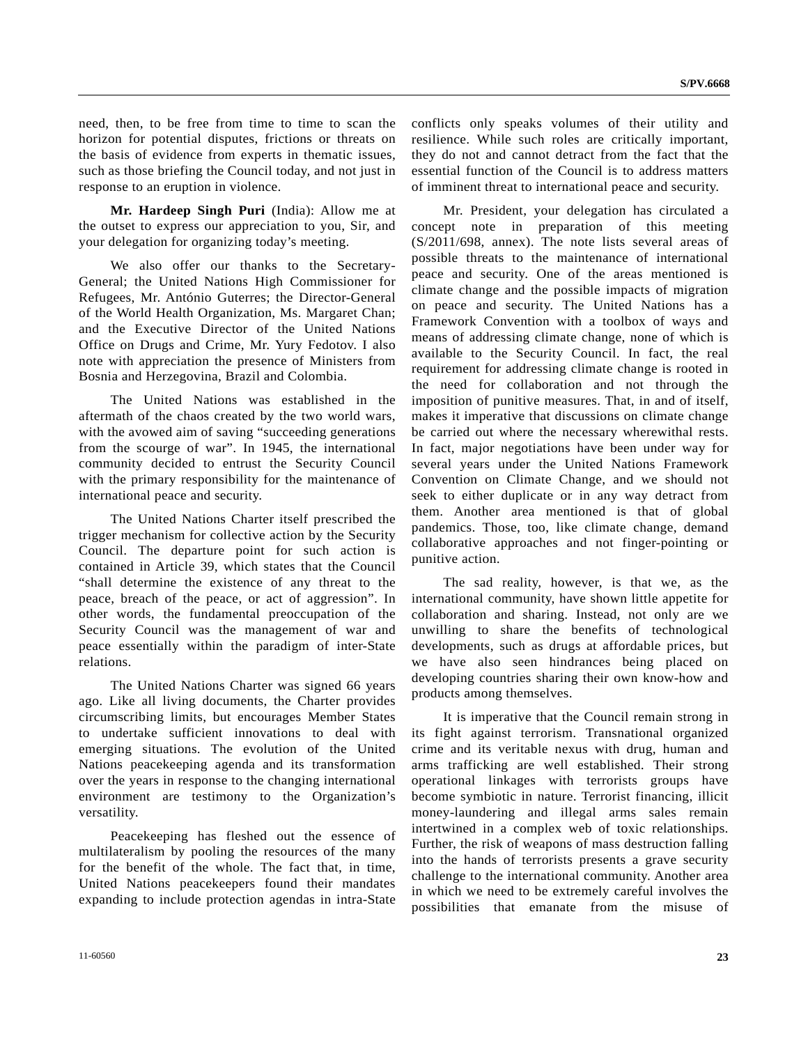need, then, to be free from time to time to scan the horizon for potential disputes, frictions or threats on the basis of evidence from experts in thematic issues, such as those briefing the Council today, and not just in response to an eruption in violence.

**Mr. Hardeep Singh Puri** (India): Allow me at the outset to express our appreciation to you, Sir, and your delegation for organizing today's meeting.

We also offer our thanks to the Secretary-General; the United Nations High Commissioner for Refugees, Mr. António Guterres; the Director-General of the World Health Organization, Ms. Margaret Chan; and the Executive Director of the United Nations Office on Drugs and Crime, Mr. Yury Fedotov. I also note with appreciation the presence of Ministers from Bosnia and Herzegovina, Brazil and Colombia.

The United Nations was established in the aftermath of the chaos created by the two world wars, with the avowed aim of saving "succeeding generations from the scourge of war". In 1945, the international community decided to entrust the Security Council with the primary responsibility for the maintenance of international peace and security.

The United Nations Charter itself prescribed the trigger mechanism for collective action by the Security Council. The departure point for such action is contained in Article 39, which states that the Council "shall determine the existence of any threat to the peace, breach of the peace, or act of aggression". In other words, the fundamental preoccupation of the Security Council was the management of war and peace essentially within the paradigm of inter-State relations.

The United Nations Charter was signed 66 years ago. Like all living documents, the Charter provides circumscribing limits, but encourages Member States to undertake sufficient innovations to deal with emerging situations. The evolution of the United Nations peacekeeping agenda and its transformation over the years in response to the changing international environment are testimony to the Organization's versatility.

Peacekeeping has fleshed out the essence of multilateralism by pooling the resources of the many for the benefit of the whole. The fact that, in time, United Nations peacekeepers found their mandates expanding to include protection agendas in intra-State conflicts only speaks volumes of their utility and resilience. While such roles are critically important, they do not and cannot detract from the fact that the essential function of the Council is to address matters of imminent threat to international peace and security.

Mr. President, your delegation has circulated a concept note in preparation of this meeting (S/2011/698, annex). The note lists several areas of possible threats to the maintenance of international peace and security. One of the areas mentioned is climate change and the possible impacts of migration on peace and security. The United Nations has a Framework Convention with a toolbox of ways and means of addressing climate change, none of which is available to the Security Council. In fact, the real requirement for addressing climate change is rooted in the need for collaboration and not through the imposition of punitive measures. That, in and of itself, makes it imperative that discussions on climate change be carried out where the necessary wherewithal rests. In fact, major negotiations have been under way for several years under the United Nations Framework Convention on Climate Change, and we should not seek to either duplicate or in any way detract from them. Another area mentioned is that of global pandemics. Those, too, like climate change, demand collaborative approaches and not finger-pointing or punitive action.

The sad reality, however, is that we, as the international community, have shown little appetite for collaboration and sharing. Instead, not only are we unwilling to share the benefits of technological developments, such as drugs at affordable prices, but we have also seen hindrances being placed on developing countries sharing their own know-how and products among themselves.

It is imperative that the Council remain strong in its fight against terrorism. Transnational organized crime and its veritable nexus with drug, human and arms trafficking are well established. Their strong operational linkages with terrorists groups have become symbiotic in nature. Terrorist financing, illicit money-laundering and illegal arms sales remain intertwined in a complex web of toxic relationships. Further, the risk of weapons of mass destruction falling into the hands of terrorists presents a grave security challenge to the international community. Another area in which we need to be extremely careful involves the possibilities that emanate from the misuse of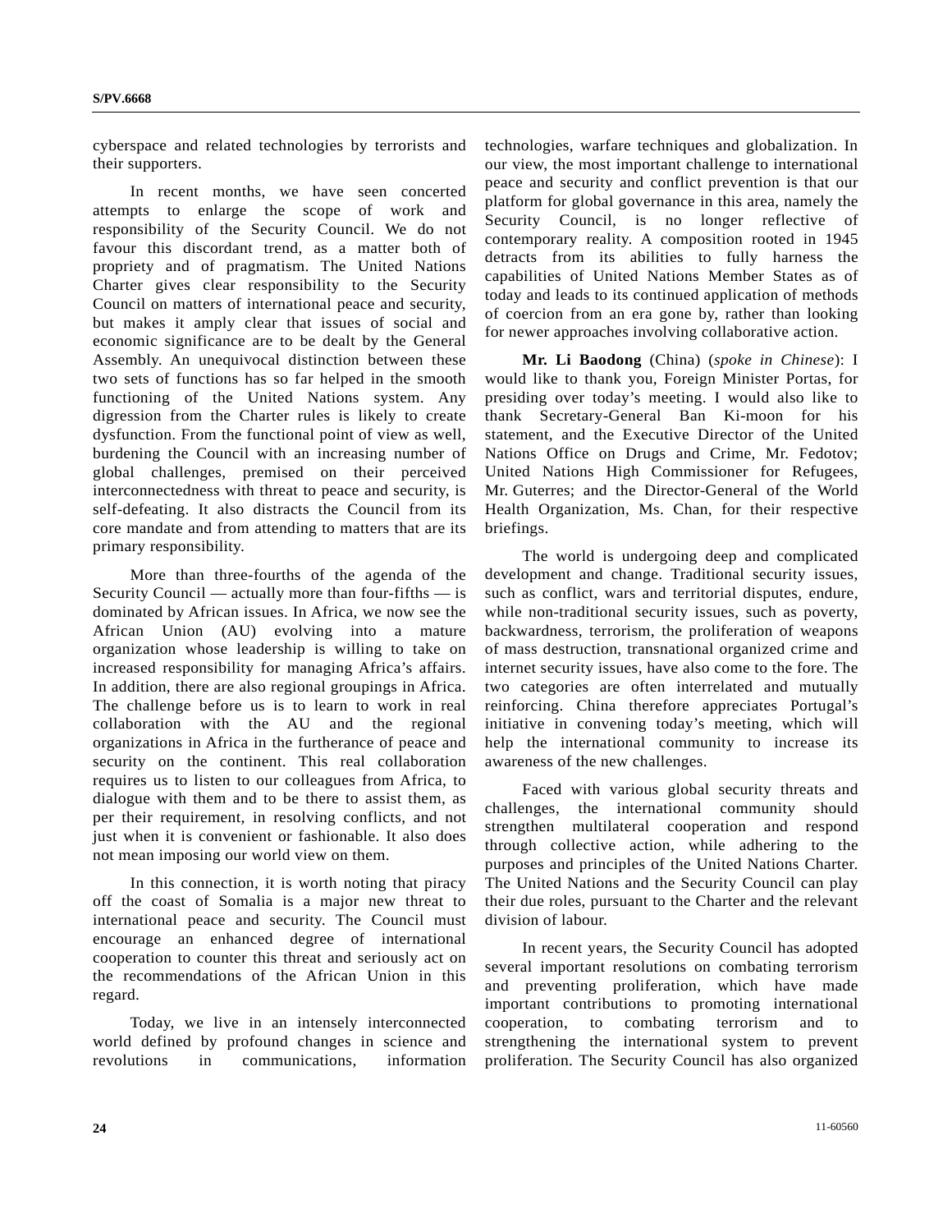cyberspace and related technologies by terrorists and their supporters.

In recent months, we have seen concerted attempts to enlarge the scope of work and responsibility of the Security Council. We do not favour this discordant trend, as a matter both of propriety and of pragmatism. The United Nations Charter gives clear responsibility to the Security Council on matters of international peace and security, but makes it amply clear that issues of social and economic significance are to be dealt by the General Assembly. An unequivocal distinction between these two sets of functions has so far helped in the smooth functioning of the United Nations system. Any digression from the Charter rules is likely to create dysfunction. From the functional point of view as well, burdening the Council with an increasing number of global challenges, premised on their perceived interconnectedness with threat to peace and security, is self-defeating. It also distracts the Council from its core mandate and from attending to matters that are its primary responsibility.

More than three-fourths of the agenda of the Security Council — actually more than four-fifths — is dominated by African issues. In Africa, we now see the African Union (AU) evolving into a mature organization whose leadership is willing to take on increased responsibility for managing Africa's affairs. In addition, there are also regional groupings in Africa. The challenge before us is to learn to work in real collaboration with the AU and the regional organizations in Africa in the furtherance of peace and security on the continent. This real collaboration requires us to listen to our colleagues from Africa, to dialogue with them and to be there to assist them, as per their requirement, in resolving conflicts, and not just when it is convenient or fashionable. It also does not mean imposing our world view on them.

In this connection, it is worth noting that piracy off the coast of Somalia is a major new threat to international peace and security. The Council must encourage an enhanced degree of international cooperation to counter this threat and seriously act on the recommendations of the African Union in this regard.

Today, we live in an intensely interconnected world defined by profound changes in science and revolutions in communications, information technologies, warfare techniques and globalization. In our view, the most important challenge to international peace and security and conflict prevention is that our platform for global governance in this area, namely the Security Council, is no longer reflective of contemporary reality. A composition rooted in 1945 detracts from its abilities to fully harness the capabilities of United Nations Member States as of today and leads to its continued application of methods of coercion from an era gone by, rather than looking for newer approaches involving collaborative action.

**Mr. Li Baodong** (China) (*spoke in Chinese*): I would like to thank you, Foreign Minister Portas, for presiding over today's meeting. I would also like to thank Secretary-General Ban Ki-moon for his statement, and the Executive Director of the United Nations Office on Drugs and Crime, Mr. Fedotov; United Nations High Commissioner for Refugees, Mr. Guterres; and the Director-General of the World Health Organization, Ms. Chan, for their respective briefings.

The world is undergoing deep and complicated development and change. Traditional security issues, such as conflict, wars and territorial disputes, endure, while non-traditional security issues, such as poverty, backwardness, terrorism, the proliferation of weapons of mass destruction, transnational organized crime and internet security issues, have also come to the fore. The two categories are often interrelated and mutually reinforcing. China therefore appreciates Portugal's initiative in convening today's meeting, which will help the international community to increase its awareness of the new challenges.

Faced with various global security threats and challenges, the international community should strengthen multilateral cooperation and respond through collective action, while adhering to the purposes and principles of the United Nations Charter. The United Nations and the Security Council can play their due roles, pursuant to the Charter and the relevant division of labour.

In recent years, the Security Council has adopted several important resolutions on combating terrorism and preventing proliferation, which have made important contributions to promoting international cooperation, to combating terrorism and to strengthening the international system to prevent proliferation. The Security Council has also organized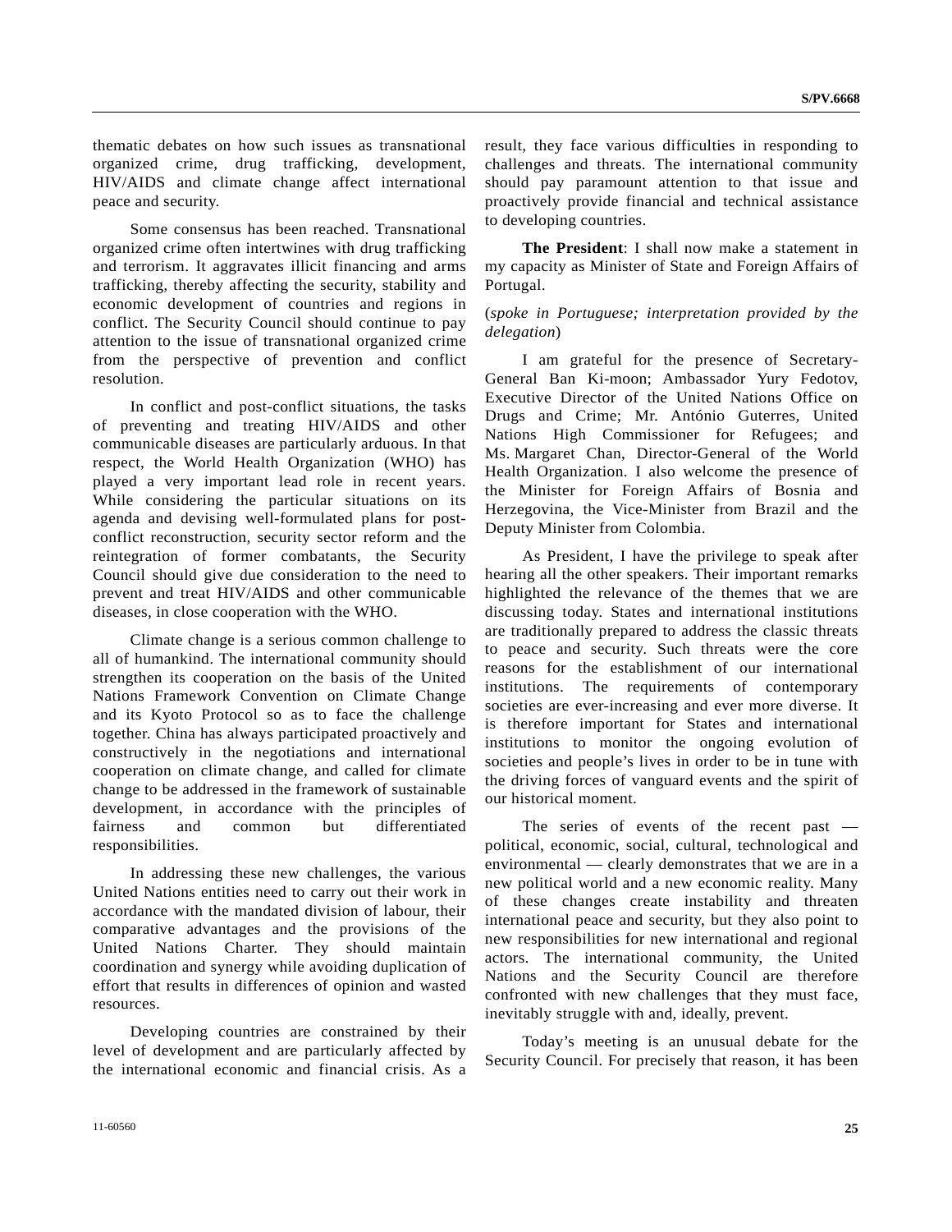thematic debates on how such issues as transnational organized crime, drug trafficking, development, HIV/AIDS and climate change affect international peace and security.

Some consensus has been reached. Transnational organized crime often intertwines with drug trafficking and terrorism. It aggravates illicit financing and arms trafficking, thereby affecting the security, stability and economic development of countries and regions in conflict. The Security Council should continue to pay attention to the issue of transnational organized crime from the perspective of prevention and conflict resolution.

In conflict and post-conflict situations, the tasks of preventing and treating HIV/AIDS and other communicable diseases are particularly arduous. In that respect, the World Health Organization (WHO) has played a very important lead role in recent years. While considering the particular situations on its agenda and devising well-formulated plans for post-conflict reconstruction, security sector reform and the reintegration of former combatants, the Security Council should give due consideration to the need to prevent and treat HIV/AIDS and other communicable diseases, in close cooperation with the WHO.

Climate change is a serious common challenge to all of humankind. The international community should strengthen its cooperation on the basis of the United Nations Framework Convention on Climate Change and its Kyoto Protocol so as to face the challenge together. China has always participated proactively and constructively in the negotiations and international cooperation on climate change, and called for climate change to be addressed in the framework of sustainable development, in accordance with the principles of fairness and common but differentiated responsibilities.

In addressing these new challenges, the various United Nations entities need to carry out their work in accordance with the mandated division of labour, their comparative advantages and the provisions of the United Nations Charter. They should maintain coordination and synergy while avoiding duplication of effort that results in differences of opinion and wasted resources.

Developing countries are constrained by their level of development and are particularly affected by the international economic and financial crisis. As a result, they face various difficulties in responding to challenges and threats. The international community should pay paramount attention to that issue and proactively provide financial and technical assistance to developing countries.

**The President**: I shall now make a statement in my capacity as Minister of State and Foreign Affairs of Portugal.

(*spoke in Portuguese; interpretation provided by the delegation*)

I am grateful for the presence of Secretary-General Ban Ki-moon; Ambassador Yury Fedotov, Executive Director of the United Nations Office on Drugs and Crime; Mr. António Guterres, United Nations High Commissioner for Refugees; and Ms. Margaret Chan, Director-General of the World Health Organization. I also welcome the presence of the Minister for Foreign Affairs of Bosnia and Herzegovina, the Vice-Minister from Brazil and the Deputy Minister from Colombia.

As President, I have the privilege to speak after hearing all the other speakers. Their important remarks highlighted the relevance of the themes that we are discussing today. States and international institutions are traditionally prepared to address the classic threats to peace and security. Such threats were the core reasons for the establishment of our international institutions. The requirements of contemporary societies are ever-increasing and ever more diverse. It is therefore important for States and international institutions to monitor the ongoing evolution of societies and people's lives in order to be in tune with the driving forces of vanguard events and the spirit of our historical moment.

The series of events of the recent past — political, economic, social, cultural, technological and environmental — clearly demonstrates that we are in a new political world and a new economic reality. Many of these changes create instability and threaten international peace and security, but they also point to new responsibilities for new international and regional actors. The international community, the United Nations and the Security Council are therefore confronted with new challenges that they must face, inevitably struggle with and, ideally, prevent.

Today's meeting is an unusual debate for the Security Council. For precisely that reason, it has been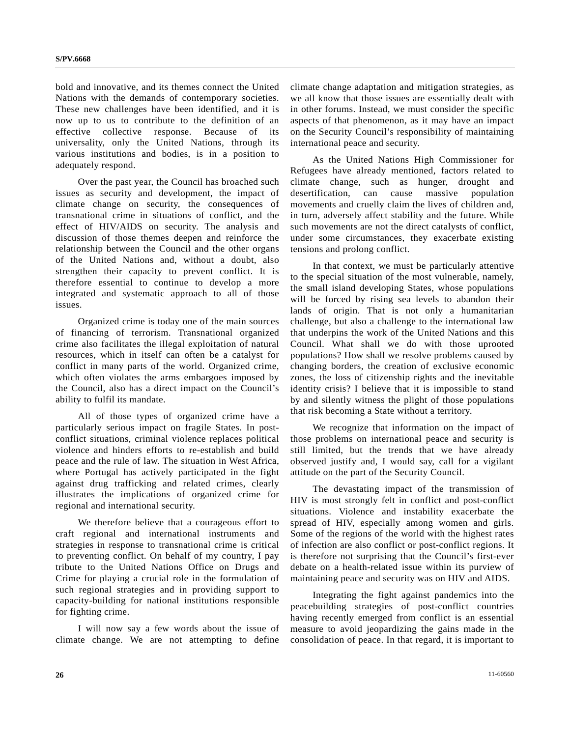bold and innovative, and its themes connect the United Nations with the demands of contemporary societies. These new challenges have been identified, and it is now up to us to contribute to the definition of an effective collective response. Because of its universality, only the United Nations, through its various institutions and bodies, is in a position to adequately respond.

Over the past year, the Council has broached such issues as security and development, the impact of climate change on security, the consequences of transnational crime in situations of conflict, and the effect of HIV/AIDS on security. The analysis and discussion of those themes deepen and reinforce the relationship between the Council and the other organs of the United Nations and, without a doubt, also strengthen their capacity to prevent conflict. It is therefore essential to continue to develop a more integrated and systematic approach to all of those issues.

Organized crime is today one of the main sources of financing of terrorism. Transnational organized crime also facilitates the illegal exploitation of natural resources, which in itself can often be a catalyst for conflict in many parts of the world. Organized crime, which often violates the arms embargoes imposed by the Council, also has a direct impact on the Council's ability to fulfil its mandate.

All of those types of organized crime have a particularly serious impact on fragile States. In post-conflict situations, criminal violence replaces political violence and hinders efforts to re-establish and build peace and the rule of law. The situation in West Africa, where Portugal has actively participated in the fight against drug trafficking and related crimes, clearly illustrates the implications of organized crime for regional and international security.

We therefore believe that a courageous effort to craft regional and international instruments and strategies in response to transnational crime is critical to preventing conflict. On behalf of my country, I pay tribute to the United Nations Office on Drugs and Crime for playing a crucial role in the formulation of such regional strategies and in providing support to capacity-building for national institutions responsible for fighting crime.

I will now say a few words about the issue of climate change. We are not attempting to define climate change adaptation and mitigation strategies, as we all know that those issues are essentially dealt with in other forums. Instead, we must consider the specific aspects of that phenomenon, as it may have an impact on the Security Council's responsibility of maintaining international peace and security.

As the United Nations High Commissioner for Refugees have already mentioned, factors related to climate change, such as hunger, drought and desertification, can cause massive population movements and cruelly claim the lives of children and, in turn, adversely affect stability and the future. While such movements are not the direct catalysts of conflict, under some circumstances, they exacerbate existing tensions and prolong conflict.

In that context, we must be particularly attentive to the special situation of the most vulnerable, namely, the small island developing States, whose populations will be forced by rising sea levels to abandon their lands of origin. That is not only a humanitarian challenge, but also a challenge to the international law that underpins the work of the United Nations and this Council. What shall we do with those uprooted populations? How shall we resolve problems caused by changing borders, the creation of exclusive economic zones, the loss of citizenship rights and the inevitable identity crisis? I believe that it is impossible to stand by and silently witness the plight of those populations that risk becoming a State without a territory.

We recognize that information on the impact of those problems on international peace and security is still limited, but the trends that we have already observed justify and, I would say, call for a vigilant attitude on the part of the Security Council.

The devastating impact of the transmission of HIV is most strongly felt in conflict and post-conflict situations. Violence and instability exacerbate the spread of HIV, especially among women and girls. Some of the regions of the world with the highest rates of infection are also conflict or post-conflict regions. It is therefore not surprising that the Council's first-ever debate on a health-related issue within its purview of maintaining peace and security was on HIV and AIDS.

Integrating the fight against pandemics into the peacebuilding strategies of post-conflict countries having recently emerged from conflict is an essential measure to avoid jeopardizing the gains made in the consolidation of peace. In that regard, it is important to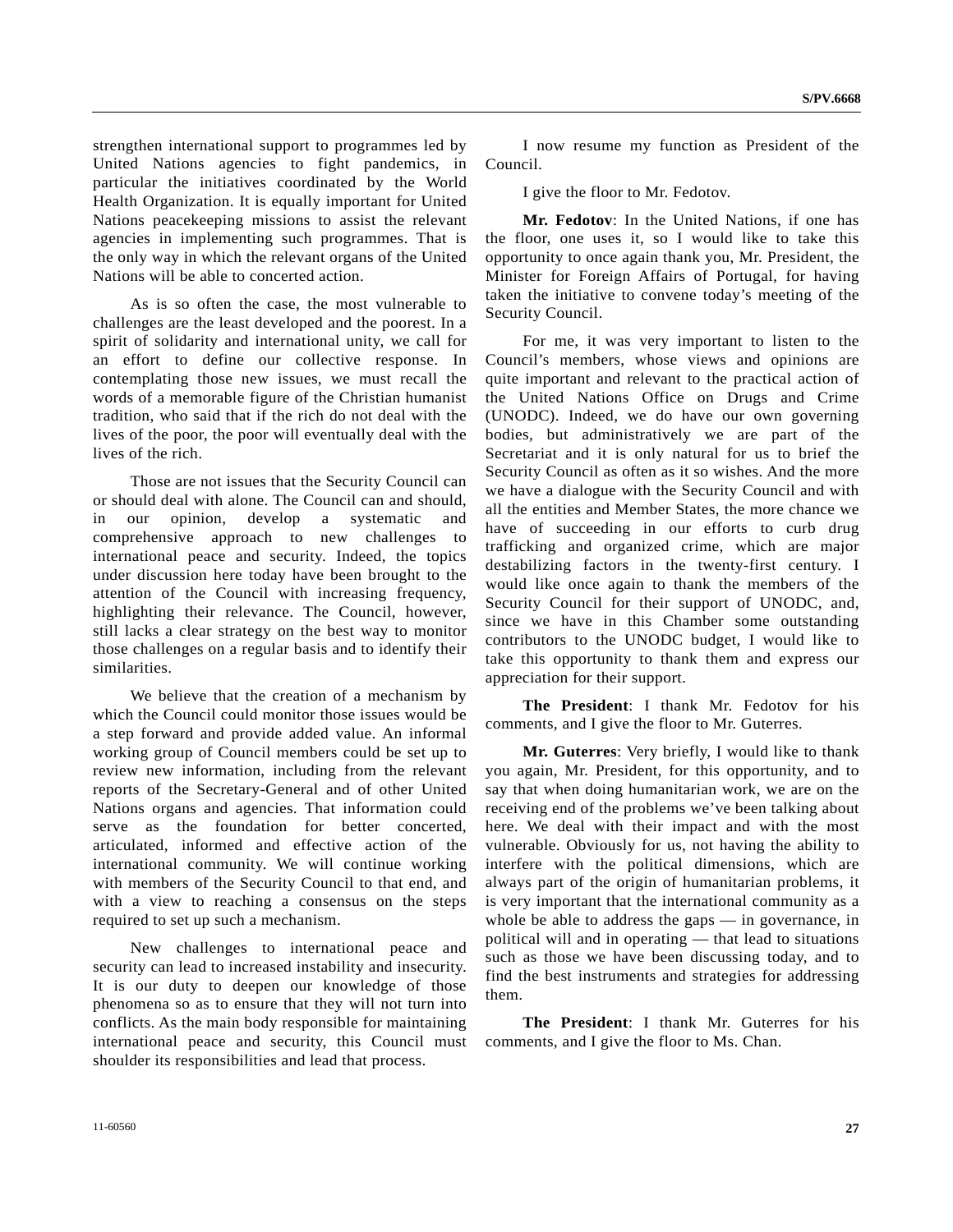strengthen international support to programmes led by United Nations agencies to fight pandemics, in particular the initiatives coordinated by the World Health Organization. It is equally important for United Nations peacekeeping missions to assist the relevant agencies in implementing such programmes. That is the only way in which the relevant organs of the United Nations will be able to concerted action.

As is so often the case, the most vulnerable to challenges are the least developed and the poorest. In a spirit of solidarity and international unity, we call for an effort to define our collective response. In contemplating those new issues, we must recall the words of a memorable figure of the Christian humanist tradition, who said that if the rich do not deal with the lives of the poor, the poor will eventually deal with the lives of the rich.

Those are not issues that the Security Council can or should deal with alone. The Council can and should, in our opinion, develop a systematic and comprehensive approach to new challenges to international peace and security. Indeed, the topics under discussion here today have been brought to the attention of the Council with increasing frequency, highlighting their relevance. The Council, however, still lacks a clear strategy on the best way to monitor those challenges on a regular basis and to identify their similarities.

We believe that the creation of a mechanism by which the Council could monitor those issues would be a step forward and provide added value. An informal working group of Council members could be set up to review new information, including from the relevant reports of the Secretary-General and of other United Nations organs and agencies. That information could serve as the foundation for better concerted, articulated, informed and effective action of the international community. We will continue working with members of the Security Council to that end, and with a view to reaching a consensus on the steps required to set up such a mechanism.

New challenges to international peace and security can lead to increased instability and insecurity. It is our duty to deepen our knowledge of those phenomena so as to ensure that they will not turn into conflicts. As the main body responsible for maintaining international peace and security, this Council must shoulder its responsibilities and lead that process.

I now resume my function as President of the Council.

I give the floor to Mr. Fedotov.

**Mr. Fedotov**: In the United Nations, if one has the floor, one uses it, so I would like to take this opportunity to once again thank you, Mr. President, the Minister for Foreign Affairs of Portugal, for having taken the initiative to convene today's meeting of the Security Council.

For me, it was very important to listen to the Council's members, whose views and opinions are quite important and relevant to the practical action of the United Nations Office on Drugs and Crime (UNODC). Indeed, we do have our own governing bodies, but administratively we are part of the Secretariat and it is only natural for us to brief the Security Council as often as it so wishes. And the more we have a dialogue with the Security Council and with all the entities and Member States, the more chance we have of succeeding in our efforts to curb drug trafficking and organized crime, which are major destabilizing factors in the twenty-first century. I would like once again to thank the members of the Security Council for their support of UNODC, and, since we have in this Chamber some outstanding contributors to the UNODC budget, I would like to take this opportunity to thank them and express our appreciation for their support.

**The President**: I thank Mr. Fedotov for his comments, and I give the floor to Mr. Guterres.

**Mr. Guterres**: Very briefly, I would like to thank you again, Mr. President, for this opportunity, and to say that when doing humanitarian work, we are on the receiving end of the problems we've been talking about here. We deal with their impact and with the most vulnerable. Obviously for us, not having the ability to interfere with the political dimensions, which are always part of the origin of humanitarian problems, it is very important that the international community as a whole be able to address the gaps — in governance, in political will and in operating — that lead to situations such as those we have been discussing today, and to find the best instruments and strategies for addressing them.

**The President**: I thank Mr. Guterres for his comments, and I give the floor to Ms. Chan.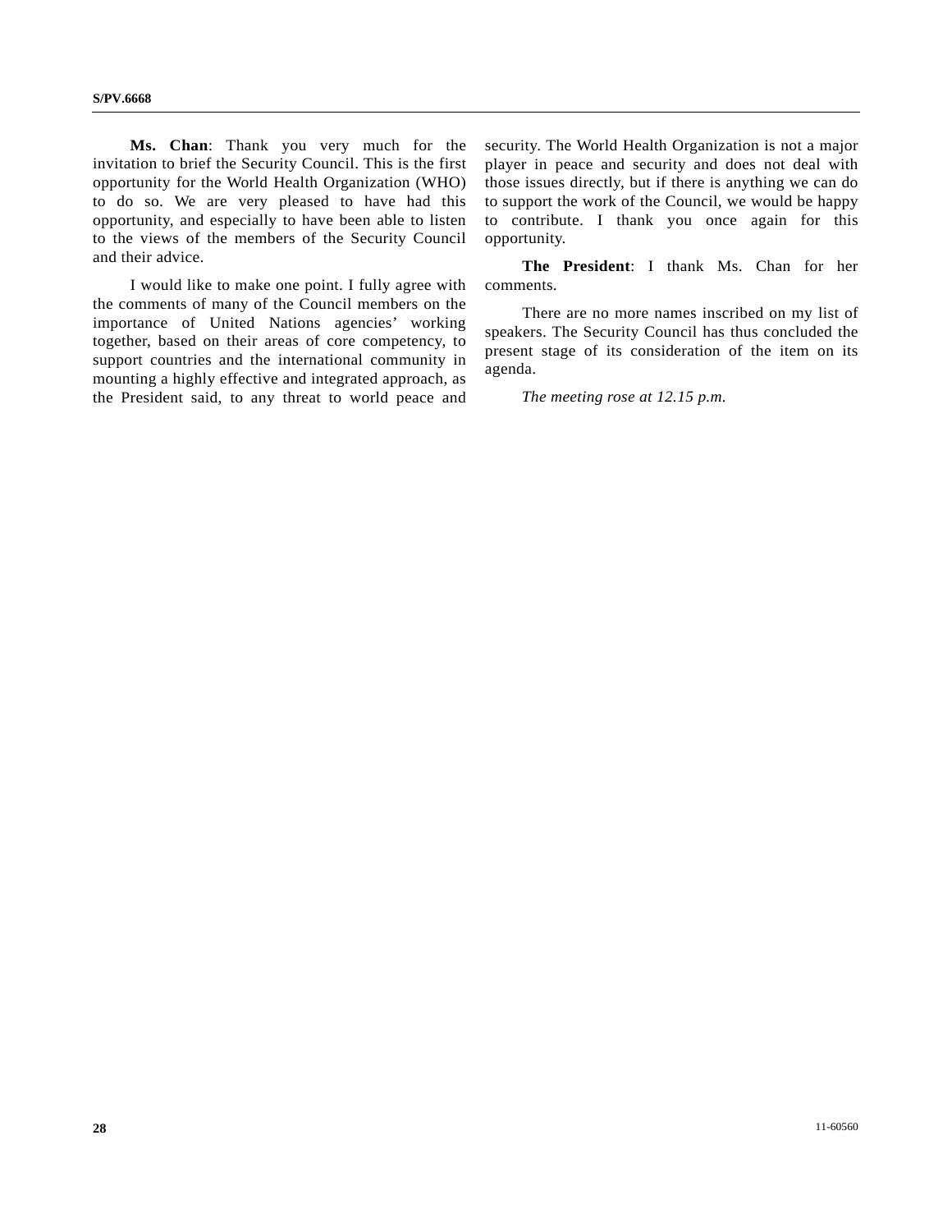**Ms. Chan**: Thank you very much for the invitation to brief the Security Council. This is the first opportunity for the World Health Organization (WHO) to do so. We are very pleased to have had this opportunity, and especially to have been able to listen to the views of the members of the Security Council and their advice.

I would like to make one point. I fully agree with the comments of many of the Council members on the importance of United Nations agencies' working together, based on their areas of core competency, to support countries and the international community in mounting a highly effective and integrated approach, as the President said, to any threat to world peace and security. The World Health Organization is not a major player in peace and security and does not deal with those issues directly, but if there is anything we can do to support the work of the Council, we would be happy to contribute. I thank you once again for this opportunity.

**The President**: I thank Ms. Chan for her comments.

There are no more names inscribed on my list of speakers. The Security Council has thus concluded the present stage of its consideration of the item on its agenda.

*The meeting rose at 12.15 p.m.*